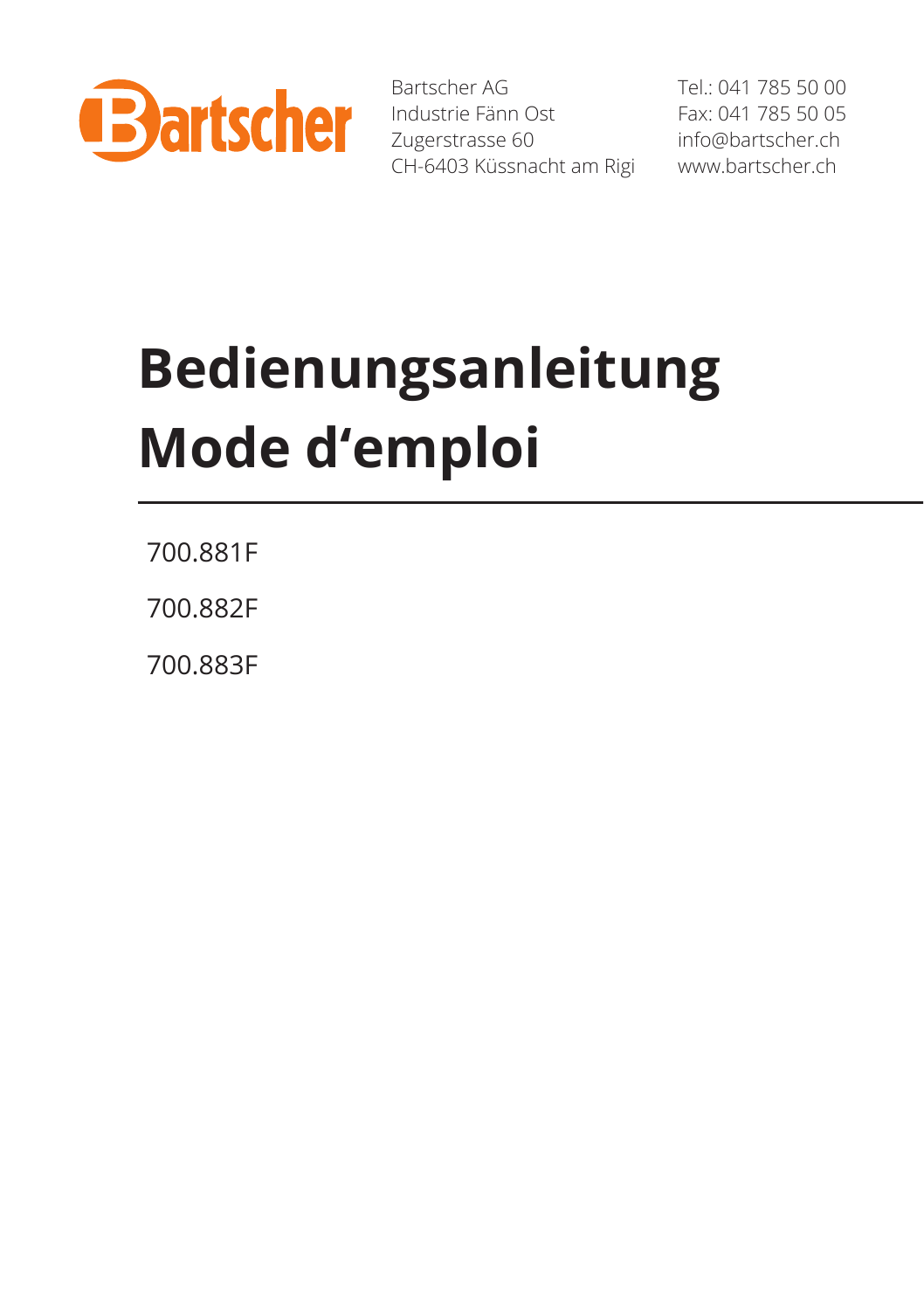Bartscher

Bartscher AG
Industrie Fänn Ost
Zugerstrasse 60
CH-6403 Küssnacht am Rigi

Tel.: 041 785 50 00
Fax: 041 785 50 05
info@bartscher.ch
www.bartscher.ch

# Bedienungsanleitung
# Mode d'emploi

700.881F

700.882F

700.883F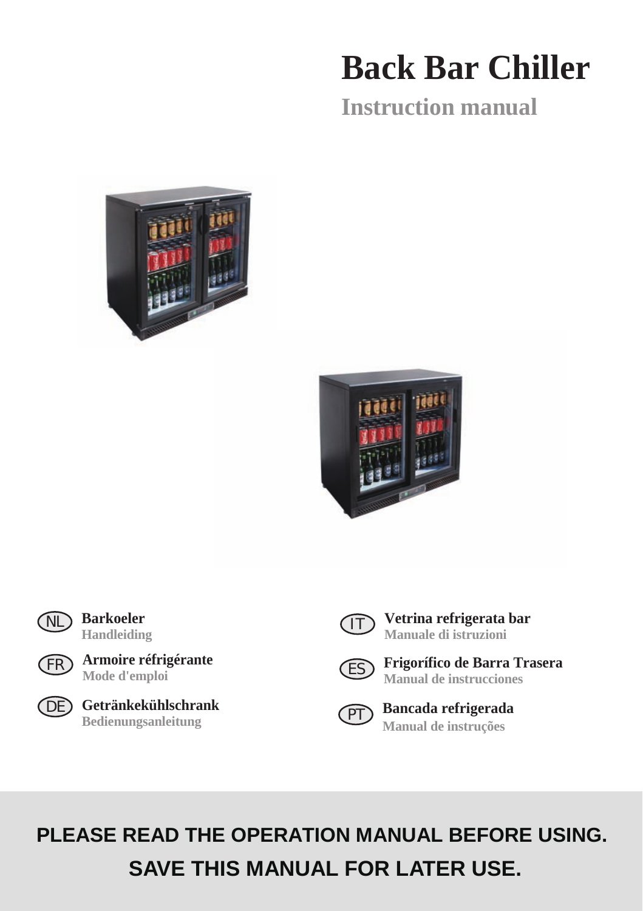# Back Bar Chiller

## Instruction manual

NL **Barkoeler**
Handleiding

FR **Armoire réfrigérante**
Mode d'emploi

DE **Getränkekühlschrank**
Bedienungsanleitung

IT **Vetrina refrigerata bar**
Manuale di istruzioni

ES **Frigorífico de Barra Trasera**
Manual de instrucciones

PT **Bancada refrigerada**
Manual de instruções

**PLEASE READ THE OPERATION MANUAL BEFORE USING.**
**SAVE THIS MANUAL FOR LATER USE.**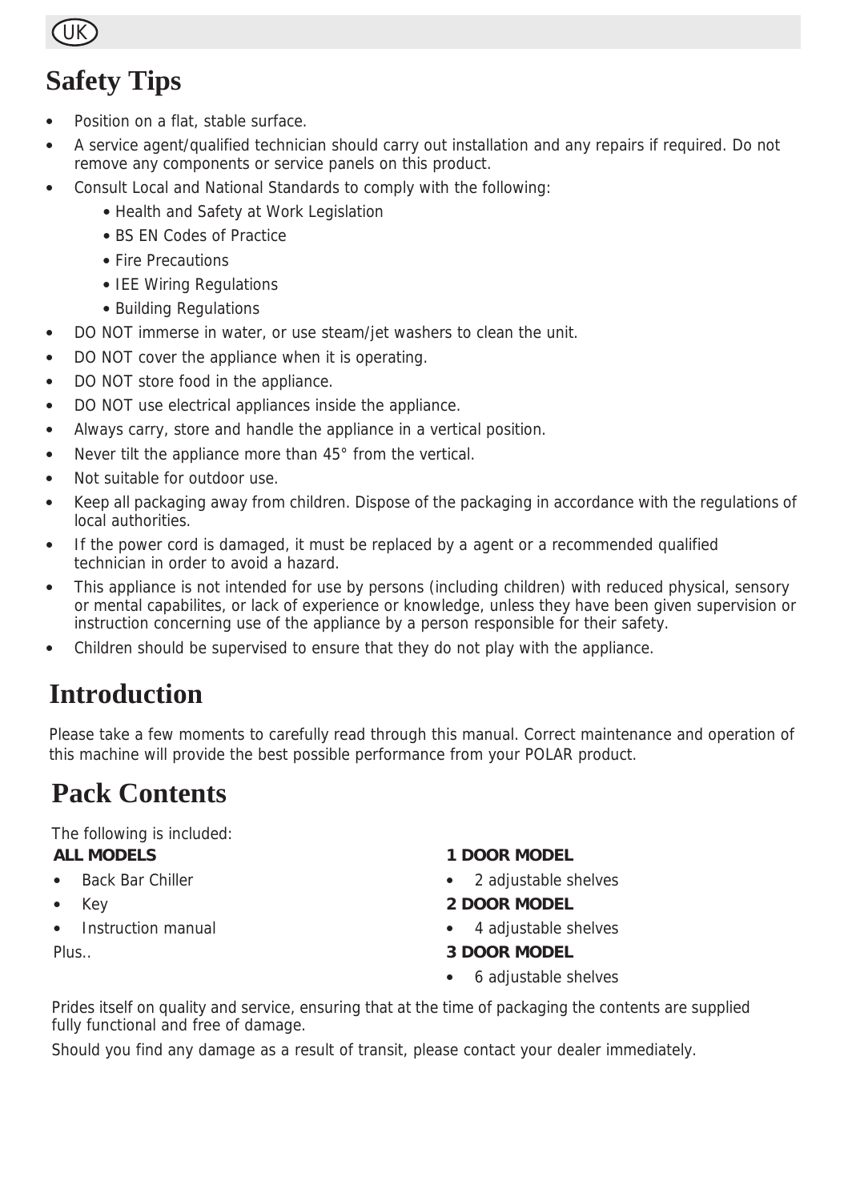# Safety Tips

- Position on a flat, stable surface.
- A service agent/qualified technician should carry out installation and any repairs if required. Do not remove any components or service panels on this product.
- Consult Local and National Standards to comply with the following:
    - Health and Safety at Work Legislation
    - BS EN Codes of Practice
    - Fire Precautions
    - IEE Wiring Regulations
    - Building Regulations
- DO NOT immerse in water, or use steam/jet washers to clean the unit.
- DO NOT cover the appliance when it is operating.
- DO NOT store food in the appliance.
- DO NOT use electrical appliances inside the appliance.
- Always carry, store and handle the appliance in a vertical position.
- Never tilt the appliance more than 45° from the vertical.
- Not suitable for outdoor use.
- Keep all packaging away from children. Dispose of the packaging in accordance with the regulations of local authorities.
- If the power cord is damaged, it must be replaced by a agent or a recommended qualified technician in order to avoid a hazard.
- This appliance is not intended for use by persons (including children) with reduced physical, sensory or mental capabilites, or lack of experience or knowledge, unless they have been given supervision or instruction concerning use of the appliance by a person responsible for their safety.
- Children should be supervised to ensure that they do not play with the appliance.

# Introduction

Please take a few moments to carefully read through this manual. Correct maintenance and operation of this machine will provide the best possible performance from your POLAR product.

# Pack Contents

The following is included:

**ALL MODELS**

- Back Bar Chiller
- Key
- Instruction manual

Plus..

**1 DOOR MODEL**

- 2 adjustable shelves

**2 DOOR MODEL**

- 4 adjustable shelves

**3 DOOR MODEL**

- 6 adjustable shelves

Prides itself on quality and service, ensuring that at the time of packaging the contents are supplied fully functional and free of damage.

Should you find any damage as a result of transit, please contact your dealer immediately.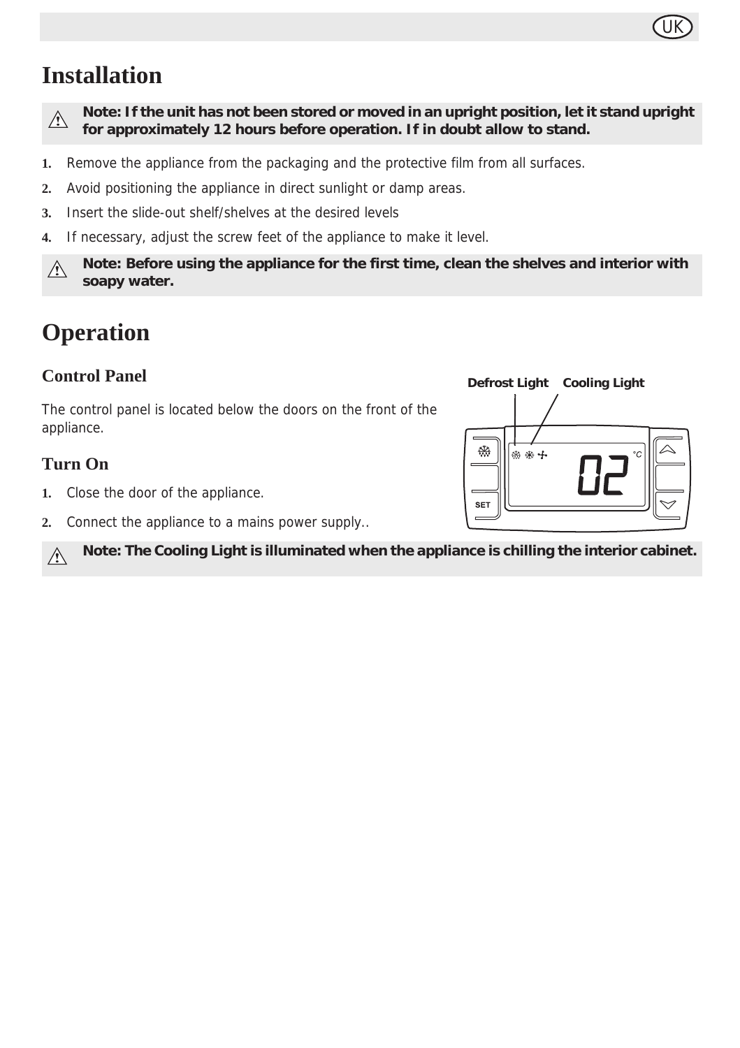# Installation

> ⚠ **Note: If the unit has not been stored or moved in an upright position, let it stand upright for approximately 12 hours before operation. If in doubt allow to stand.**

1. Remove the appliance from the packaging and the protective film from all surfaces.
2. Avoid positioning the appliance in direct sunlight or damp areas.
3. Insert the slide-out shelf/shelves at the desired levels
4. If necessary, adjust the screw feet of the appliance to make it level.

> ⚠ **Note: Before using the appliance for the first time, clean the shelves and interior with soapy water.**

# Operation

## Control Panel

The control panel is located below the doors on the front of the appliance.

Defrost Light    Cooling Light

### Turn On

1. Close the door of the appliance.
2. Connect the appliance to a mains power supply..

> ⚠ **Note: The Cooling Light is illuminated when the appliance is chilling the interior cabinet.**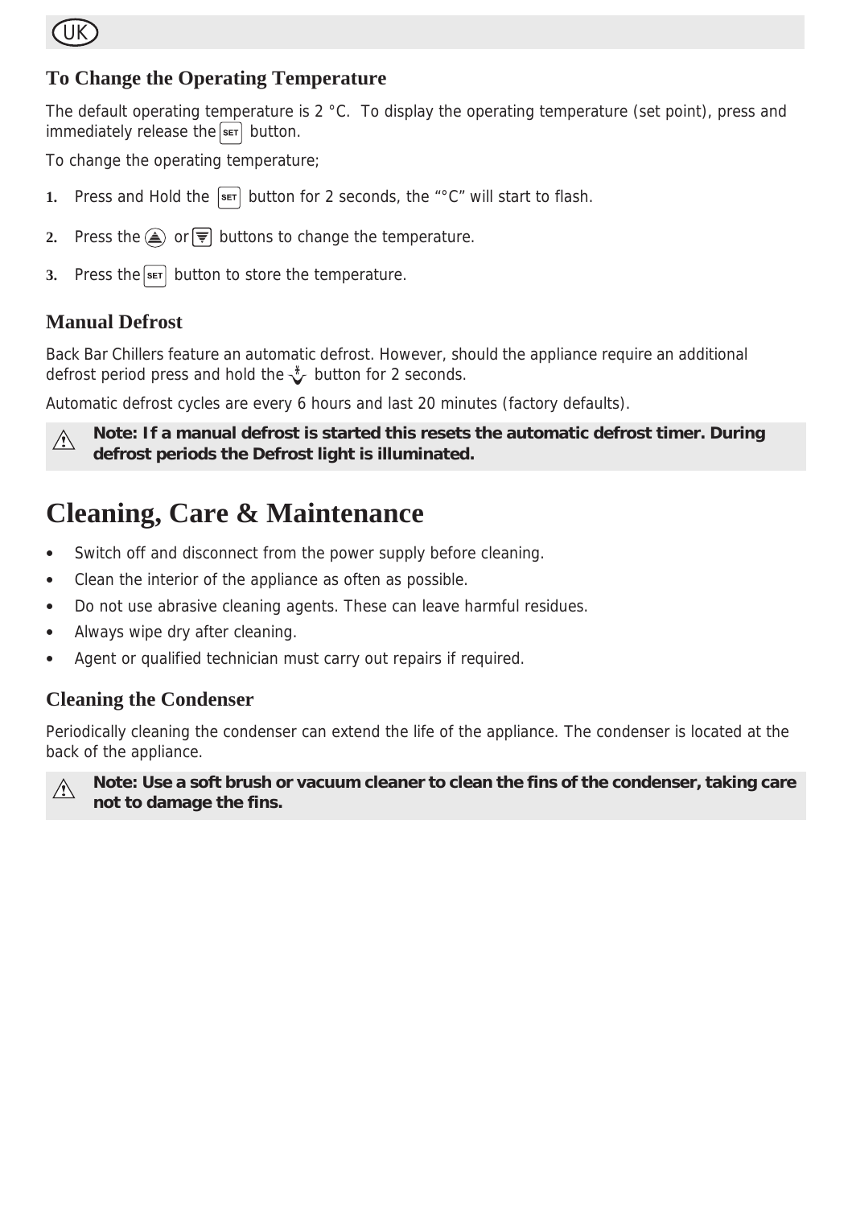## To Change the Operating Temperature

The default operating temperature is 2 °C. To display the operating temperature (set point), press and immediately release the SET button.

To change the operating temperature;

1. Press and Hold the SET button for 2 seconds, the "°C" will start to flash.
2. Press the ▲ or ▼ buttons to change the temperature.
3. Press the SET button to store the temperature.

## Manual Defrost

Back Bar Chillers feature an automatic defrost. However, should the appliance require an additional defrost period press and hold the defrost button for 2 seconds.

Automatic defrost cycles are every 6 hours and last 20 minutes (factory defaults).

⚠ **Note: If a manual defrost is started this resets the automatic defrost timer. During defrost periods the Defrost light is illuminated.**

# Cleaning, Care & Maintenance

- Switch off and disconnect from the power supply before cleaning.
- Clean the interior of the appliance as often as possible.
- Do not use abrasive cleaning agents. These can leave harmful residues.
- Always wipe dry after cleaning.
- Agent or qualified technician must carry out repairs if required.

## Cleaning the Condenser

Periodically cleaning the condenser can extend the life of the appliance. The condenser is located at the back of the appliance.

⚠ **Note: Use a soft brush or vacuum cleaner to clean the fins of the condenser, taking care not to damage the fins.**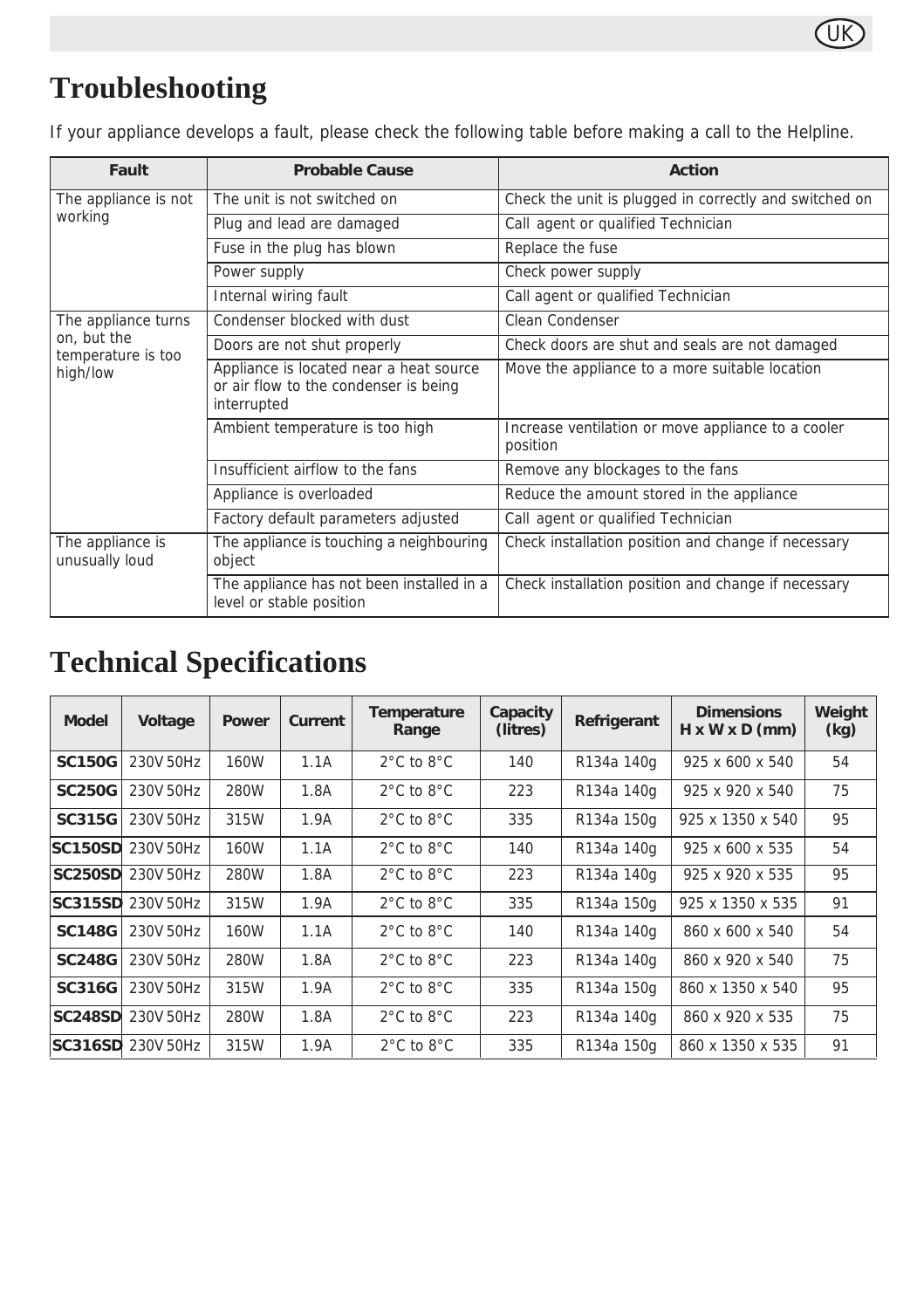# Troubleshooting

If your appliance develops a fault, please check the following table before making a call to the Helpline.

| Fault | Probable Cause | Action |
|---|---|---|
| The appliance is not working | The unit is not switched on | Check the unit is plugged in correctly and switched on |
| | Plug and lead are damaged | Call agent or qualified Technician |
| | Fuse in the plug has blown | Replace the fuse |
| | Power supply | Check power supply |
| | Internal wiring fault | Call agent or qualified Technician |
| The appliance turns on, but the temperature is too high/low | Condenser blocked with dust | Clean Condenser |
| | Doors are not shut properly | Check doors are shut and seals are not damaged |
| | Appliance is located near a heat source or air flow to the condenser is being interrupted | Move the appliance to a more suitable location |
| | Ambient temperature is too high | Increase ventilation or move appliance to a cooler position |
| | Insufficient airflow to the fans | Remove any blockages to the fans |
| | Appliance is overloaded | Reduce the amount stored in the appliance |
| | Factory default parameters adjusted | Call agent or qualified Technician |
| The appliance is unusually loud | The appliance is touching a neighbouring object | Check installation position and change if necessary |
| | The appliance has not been installed in a level or stable position | Check installation position and change if necessary |

# Technical Specifications

| Model | Voltage | Power | Current | Temperature Range | Capacity (litres) | Refrigerant | Dimensions H x W x D (mm) | Weight (kg) |
|---|---|---|---|---|---|---|---|---|
| **SC150G** | 230V 50Hz | 160W | 1.1A | 2°C to 8°C | 140 | R134a 140g | 925 x 600 x 540 | 54 |
| **SC250G** | 230V 50Hz | 280W | 1.8A | 2°C to 8°C | 223 | R134a 140g | 925 x 920 x 540 | 75 |
| **SC315G** | 230V 50Hz | 315W | 1.9A | 2°C to 8°C | 335 | R134a 150g | 925 x 1350 x 540 | 95 |
| **SC150SD** | 230V 50Hz | 160W | 1.1A | 2°C to 8°C | 140 | R134a 140g | 925 x 600 x 535 | 54 |
| **SC250SD** | 230V 50Hz | 280W | 1.8A | 2°C to 8°C | 223 | R134a 140g | 925 x 920 x 535 | 95 |
| **SC315SD** | 230V 50Hz | 315W | 1.9A | 2°C to 8°C | 335 | R134a 150g | 925 x 1350 x 535 | 91 |
| **SC148G** | 230V 50Hz | 160W | 1.1A | 2°C to 8°C | 140 | R134a 140g | 860 x 600 x 540 | 54 |
| **SC248G** | 230V 50Hz | 280W | 1.8A | 2°C to 8°C | 223 | R134a 140g | 860 x 920 x 540 | 75 |
| **SC316G** | 230V 50Hz | 315W | 1.9A | 2°C to 8°C | 335 | R134a 150g | 860 x 1350 x 540 | 95 |
| **SC248SD** | 230V 50Hz | 280W | 1.8A | 2°C to 8°C | 223 | R134a 140g | 860 x 920 x 535 | 75 |
| **SC316SD** | 230V 50Hz | 315W | 1.9A | 2°C to 8°C | 335 | R134a 150g | 860 x 1350 x 535 | 91 |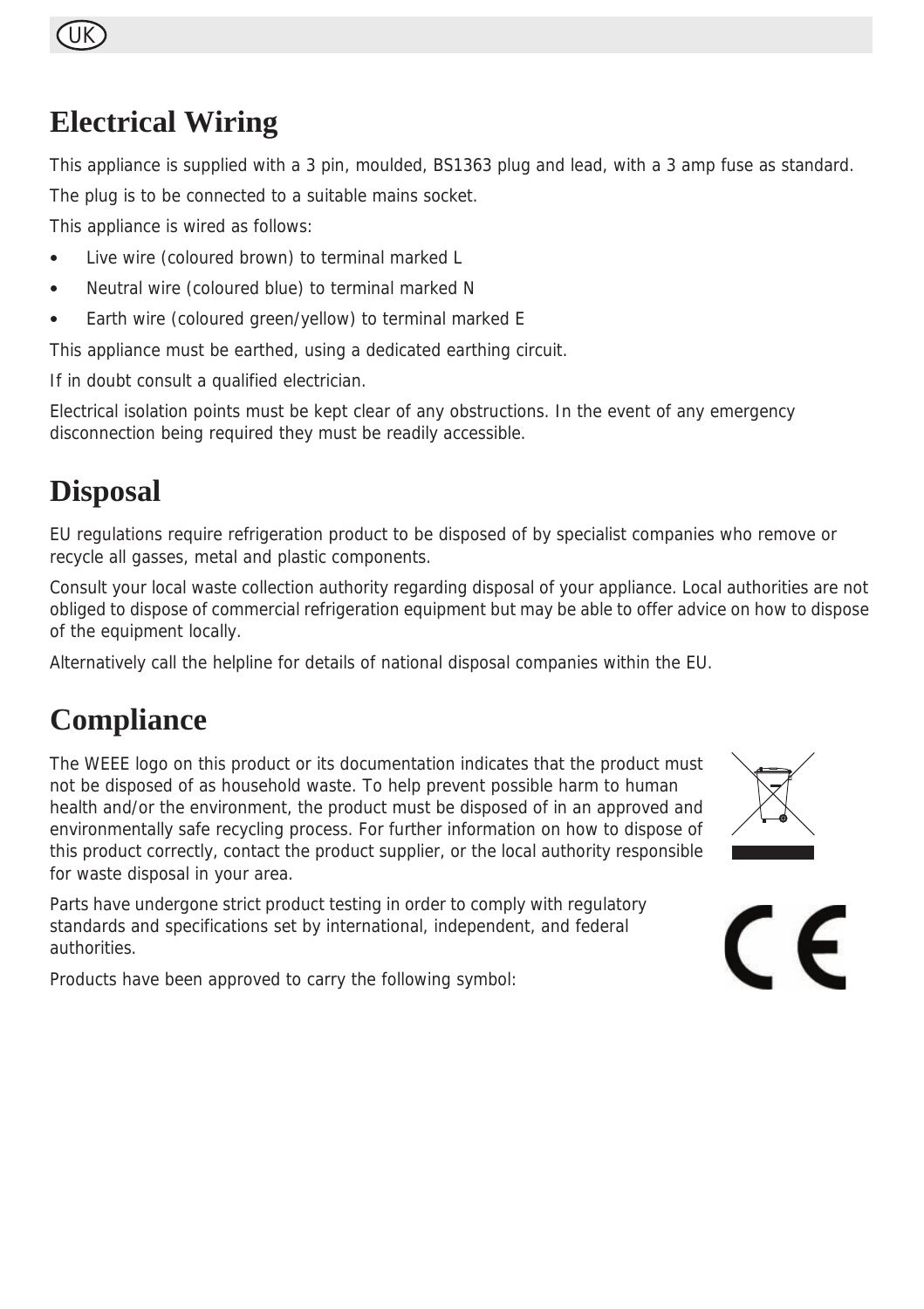# Electrical Wiring

This appliance is supplied with a 3 pin, moulded, BS1363 plug and lead, with a 3 amp fuse as standard.

The plug is to be connected to a suitable mains socket.

This appliance is wired as follows:

- Live wire (coloured brown) to terminal marked L
- Neutral wire (coloured blue) to terminal marked N
- Earth wire (coloured green/yellow) to terminal marked E

This appliance must be earthed, using a dedicated earthing circuit.

If in doubt consult a qualified electrician.

Electrical isolation points must be kept clear of any obstructions. In the event of any emergency disconnection being required they must be readily accessible.

# Disposal

EU regulations require refrigeration product to be disposed of by specialist companies who remove or recycle all gasses, metal and plastic components.

Consult your local waste collection authority regarding disposal of your appliance. Local authorities are not obliged to dispose of commercial refrigeration equipment but may be able to offer advice on how to dispose of the equipment locally.

Alternatively call the helpline for details of national disposal companies within the EU.

# Compliance

The WEEE logo on this product or its documentation indicates that the product must not be disposed of as household waste. To help prevent possible harm to human health and/or the environment, the product must be disposed of in an approved and environmentally safe recycling process. For further information on how to dispose of this product correctly, contact the product supplier, or the local authority responsible for waste disposal in your area.

Parts have undergone strict product testing in order to comply with regulatory standards and specifications set by international, independent, and federal authorities.

Products have been approved to carry the following symbol: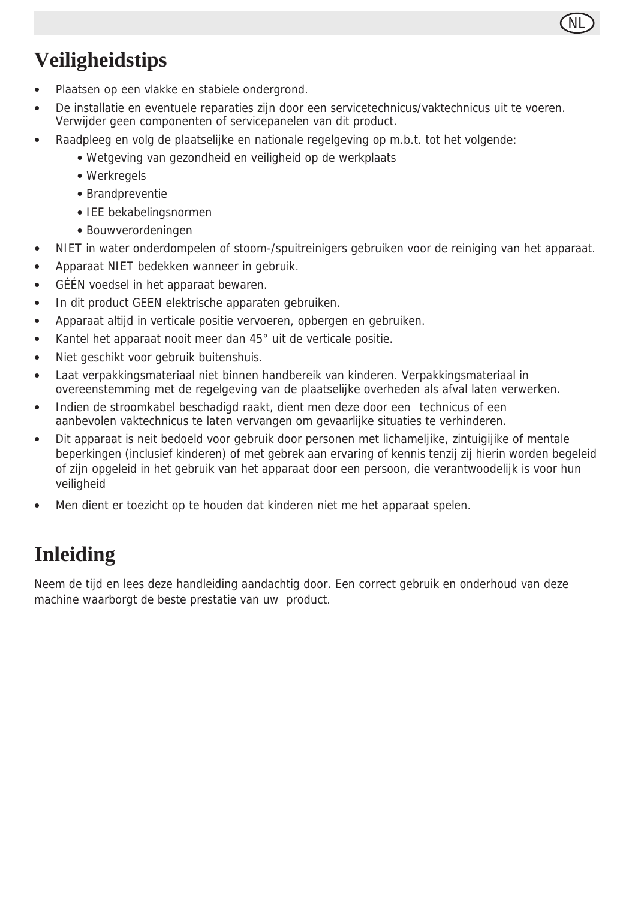# Veiligheidstips

- Plaatsen op een vlakke en stabiele ondergrond.
- De installatie en eventuele reparaties zijn door een servicetechnicus/vaktechnicus uit te voeren. Verwijder geen componenten of servicepanelen van dit product.
- Raadpleeg en volg de plaatselijke en nationale regelgeving op m.b.t. tot het volgende:
  - Wetgeving van gezondheid en veiligheid op de werkplaats
  - Werkregels
  - Brandpreventie
  - IEE bekabelingsnormen
  - Bouwverordeningen
- NIET in water onderdompelen of stoom-/spuitreinigers gebruiken voor de reiniging van het apparaat.
- Apparaat NIET bedekken wanneer in gebruik.
- GÉÉN voedsel in het apparaat bewaren.
- In dit product GEEN elektrische apparaten gebruiken.
- Apparaat altijd in verticale positie vervoeren, opbergen en gebruiken.
- Kantel het apparaat nooit meer dan 45° uit de verticale positie.
- Niet geschikt voor gebruik buitenshuis.
- Laat verpakkingsmateriaal niet binnen handbereik van kinderen. Verpakkingsmateriaal in overeenstemming met de regelgeving van de plaatselijke overheden als afval laten verwerken.
- Indien de stroomkabel beschadigd raakt, dient men deze door een technicus of een aanbevolen vaktechnicus te laten vervangen om gevaarlijke situaties te verhinderen.
- Dit apparaat is neit bedoeld voor gebruik door personen met lichameljike, zintuigijike of mentale beperkingen (inclusief kinderen) of met gebrek aan ervaring of kennis tenzij zij hierin worden begeleid of zijn opgeleid in het gebruik van het apparaat door een persoon, die verantwoodelijk is voor hun veiligheid
- Men dient er toezicht op te houden dat kinderen niet me het apparaat spelen.

# Inleiding

Neem de tijd en lees deze handleiding aandachtig door. Een correct gebruik en onderhoud van deze machine waarborgt de beste prestatie van uw product.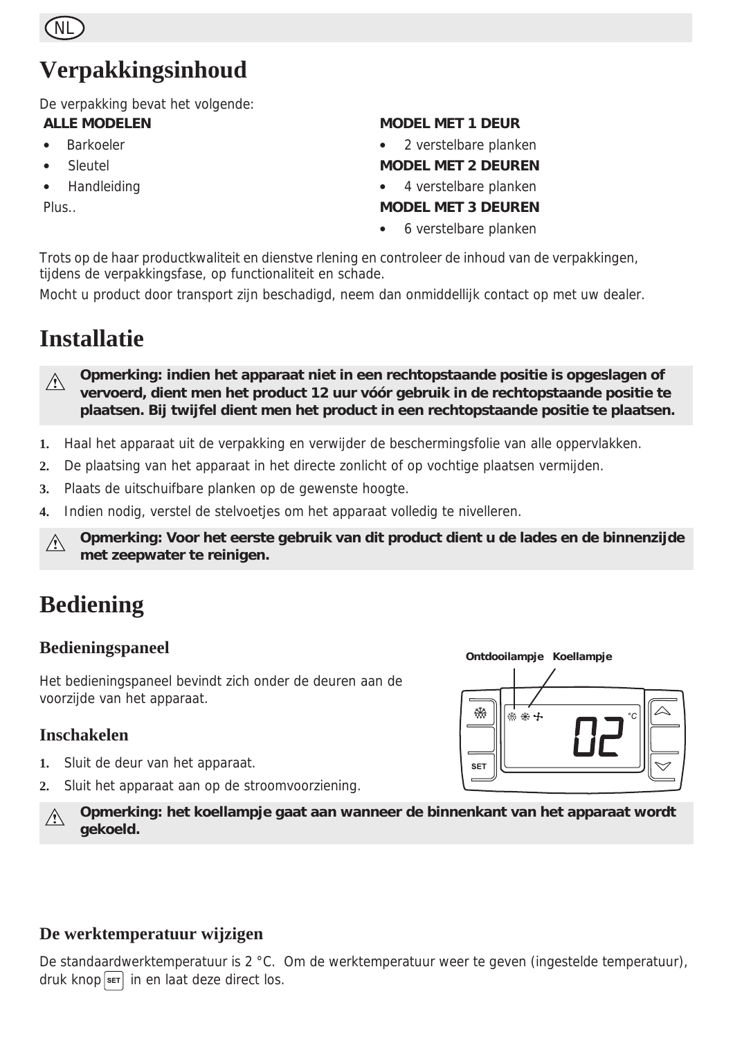# Verpakkingsinhoud

De verpakking bevat het volgende:

**ALLE MODELEN**

- Barkoeler
- Sleutel
- Handleiding

Plus..

**MODEL MET 1 DEUR**

- 2 verstelbare planken

**MODEL MET 2 DEUREN**

- 4 verstelbare planken

**MODEL MET 3 DEUREN**

- 6 verstelbare planken

Trots op de haar productkwaliteit en dienstve rlening en controleer de inhoud van de verpakkingen, tijdens de verpakkingsfase, op functionaliteit en schade.

Mocht u product door transport zijn beschadigd, neem dan onmiddellijk contact op met uw dealer.

# Installatie

⚠ **Opmerking: indien het apparaat niet in een rechtopstaande positie is opgeslagen of vervoerd, dient men het product 12 uur vóór gebruik in de rechtopstaande positie te plaatsen. Bij twijfel dient men het product in een rechtopstaande positie te plaatsen.**

1. Haal het apparaat uit de verpakking en verwijder de beschermingsfolie van alle oppervlakken.
2. De plaatsing van het apparaat in het directe zonlicht of op vochtige plaatsen vermijden.
3. Plaats de uitschuifbare planken op de gewenste hoogte.
4. Indien nodig, verstel de stelvoetjes om het apparaat volledig te nivelleren.

⚠ **Opmerking: Voor het eerste gebruik van dit product dient u de lades en de binnenzijde met zeepwater te reinigen.**

# Bediening

## Bedieningspaneel

Het bedieningspaneel bevindt zich onder de deuren aan de voorzijde van het apparaat.

Ontdooilampje Koellampje

## Inschakelen

1. Sluit de deur van het apparaat.
2. Sluit het apparaat aan op de stroomvoorziening.

⚠ **Opmerking: het koellampje gaat aan wanneer de binnenkant van het apparaat wordt gekoeld.**

## De werktemperatuur wijzigen

De standaardwerktemperatuur is 2 °C. Om de werktemperatuur weer te geven (ingestelde temperatuur), druk knop SET in en laat deze direct los.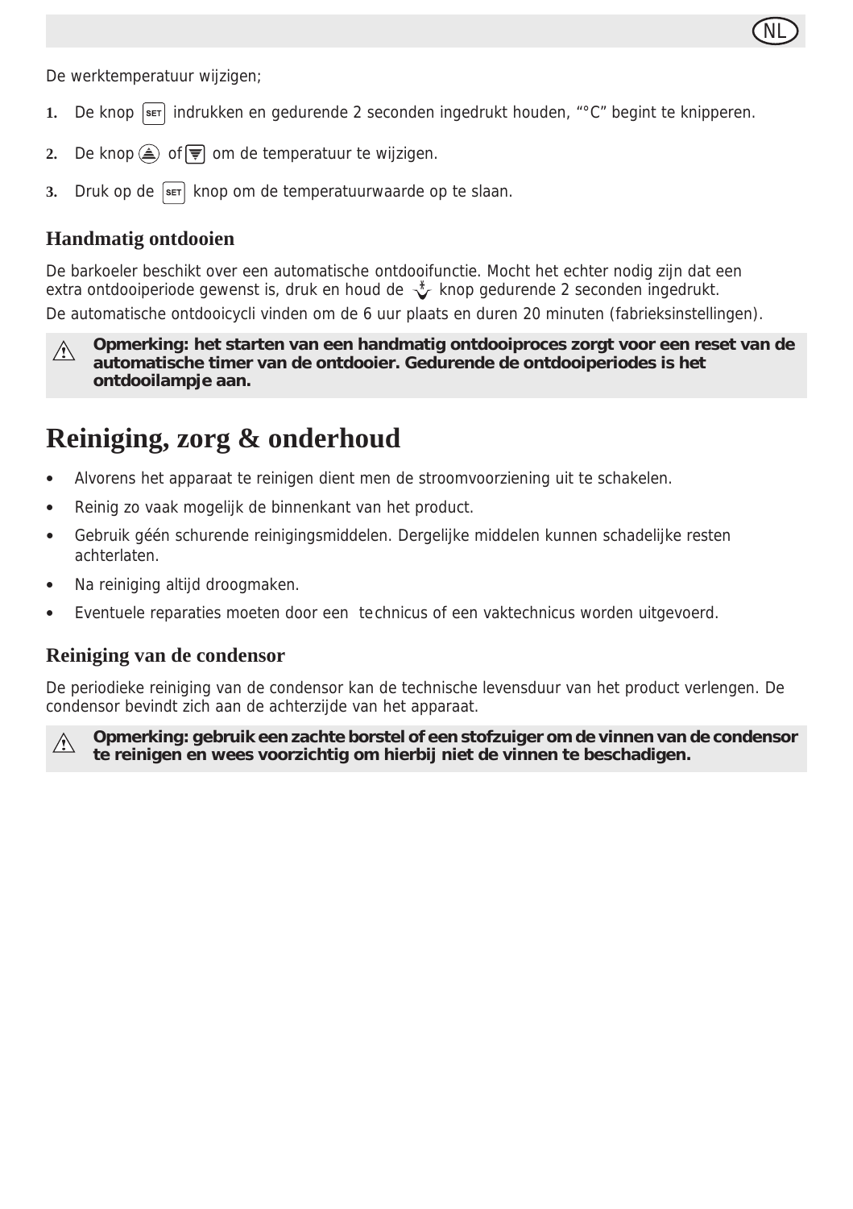De werktemperatuur wijzigen;

1. De knop SET indrukken en gedurende 2 seconden ingedrukt houden, “°C” begint te knipperen.
2. De knop ▲ of ▼ om de temperatuur te wijzigen.
3. Druk op de SET knop om de temperatuurwaarde op te slaan.

### Handmatig ontdooien

De barkoeler beschikt over een automatische ontdooifunctie. Mocht het echter nodig zijn dat een extra ontdooiperiode gewenst is, druk en houd de knop gedurende 2 seconden ingedrukt.

De automatische ontdooicycli vinden om de 6 uur plaats en duren 20 minuten (fabrieksinstellingen).

⚠ **Opmerking: het starten van een handmatig ontdooiproces zorgt voor een reset van de automatische timer van de ontdooier. Gedurende de ontdooiperiodes is het ontdooilampje aan.**

# Reiniging, zorg & onderhoud

- Alvorens het apparaat te reinigen dient men de stroomvoorziening uit te schakelen.
- Reinig zo vaak mogelijk de binnenkant van het product.
- Gebruik géén schurende reinigingsmiddelen. Dergelijke middelen kunnen schadelijke resten achterlaten.
- Na reiniging altijd droogmaken.
- Eventuele reparaties moeten door een technicus of een vaktechnicus worden uitgevoerd.

### Reiniging van de condensor

De periodieke reiniging van de condensor kan de technische levensduur van het product verlengen. De condensor bevindt zich aan de achterzijde van het apparaat.

⚠ **Opmerking: gebruik een zachte borstel of een stofzuiger om de vinnen van de condensor te reinigen en wees voorzichtig om hierbij niet de vinnen te beschadigen.**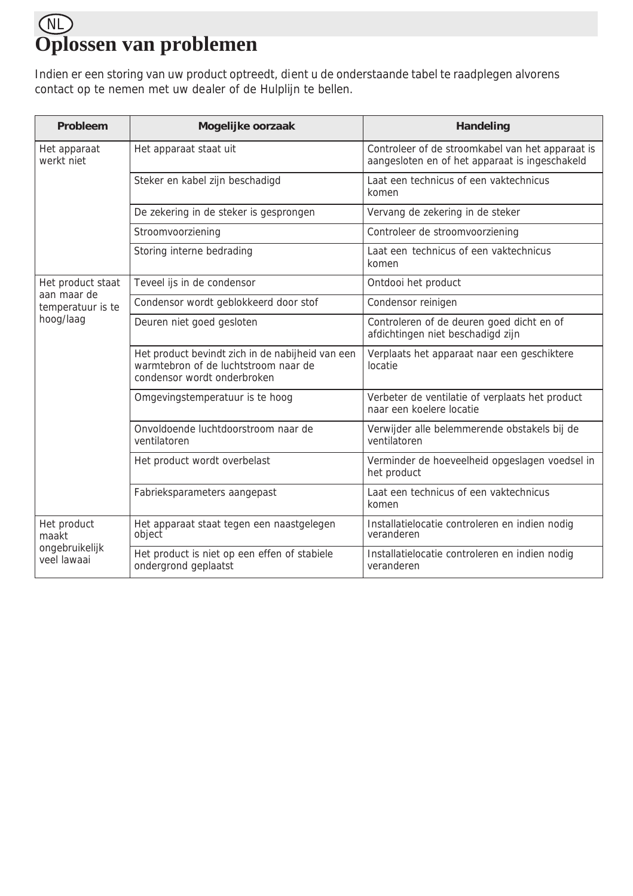# Oplossen van problemen

Indien er een storing van uw product optreedt, dient u de onderstaande tabel te raadplegen alvorens contact op te nemen met uw dealer of de Hulplijn te bellen.

| Probleem | Mogelijke oorzaak | Handeling |
|---|---|---|
| Het apparaat werkt niet | Het apparaat staat uit | Controleer of de stroomkabel van het apparaat is aangesloten en of het apparaat is ingeschakeld |
| | Steker en kabel zijn beschadigd | Laat een technicus of een vaktechnicus komen |
| | De zekering in de steker is gesprongen | Vervang de zekering in de steker |
| | Stroomvoorziening | Controleer de stroomvoorziening |
| | Storing interne bedrading | Laat een technicus of een vaktechnicus komen |
| Het product staat aan maar de temperatuur is te hoog/laag | Teveel ijs in de condensor | Ontdooi het product |
| | Condensor wordt geblokkeerd door stof | Condensor reinigen |
| | Deuren niet goed gesloten | Controleren of de deuren goed dicht en of afdichtingen niet beschadigd zijn |
| | Het product bevindt zich in de nabijheid van een warmtebron of de luchtstroom naar de condensor wordt onderbroken | Verplaats het apparaat naar een geschiktere locatie |
| | Omgevingstemperatuur is te hoog | Verbeter de ventilatie of verplaats het product naar een koelere locatie |
| | Onvoldoende luchtdoorstroom naar de ventilatoren | Verwijder alle belemmerende obstakels bij de ventilatoren |
| | Het product wordt overbelast | Verminder de hoeveelheid opgeslagen voedsel in het product |
| | Fabrieksparameters aangepast | Laat een technicus of een vaktechnicus komen |
| Het product maakt ongebruikelijk veel lawaai | Het apparaat staat tegen een naastgelegen object | Installatielocatie controleren en indien nodig veranderen |
| | Het product is niet op een effen of stabiele ondergrond geplaatst | Installatielocatie controleren en indien nodig veranderen |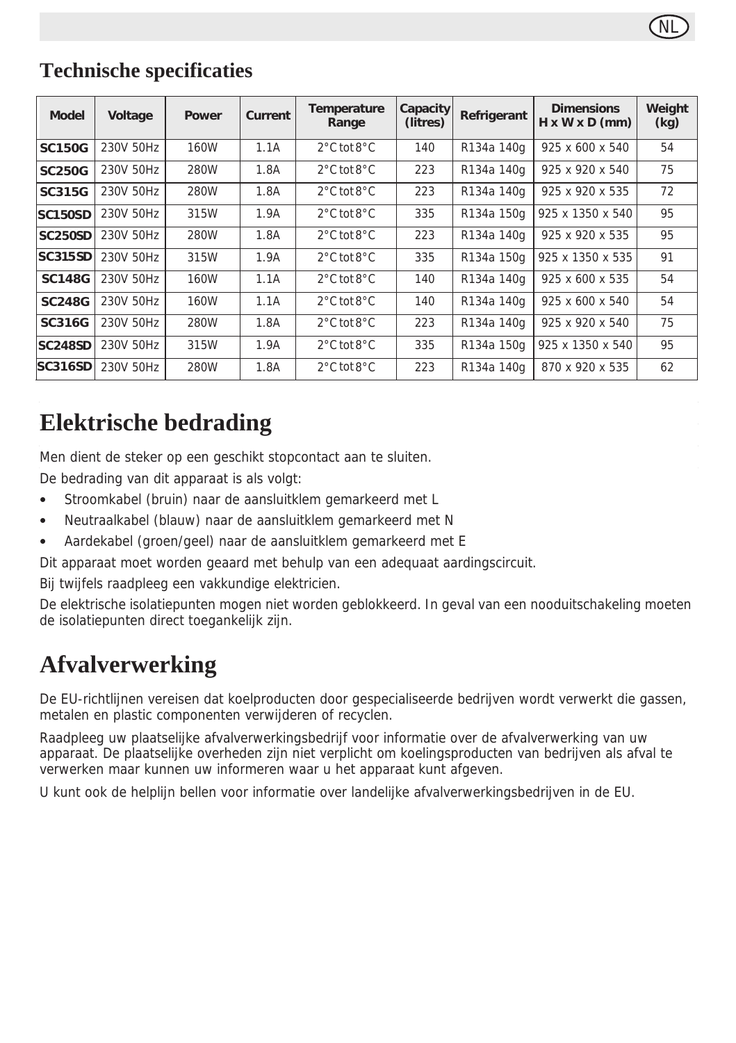## Technische specificaties

| Model | Voltage | Power | Current | Temperature Range | Capacity (litres) | Refrigerant | Dimensions H x W x D (mm) | Weight (kg) |
|---|---|---|---|---|---|---|---|---|
| **SC150G** | 230V 50Hz | 160W | 1.1A | 2°C tot 8°C | 140 | R134a 140g | 925 x 600 x 540 | 54 |
| **SC250G** | 230V 50Hz | 280W | 1.8A | 2°C tot 8°C | 223 | R134a 140g | 925 x 920 x 540 | 75 |
| **SC315G** | 230V 50Hz | 280W | 1.8A | 2°C tot 8°C | 223 | R134a 140g | 925 x 920 x 535 | 72 |
| **SC150SD** | 230V 50Hz | 315W | 1.9A | 2°C tot 8°C | 335 | R134a 150g | 925 x 1350 x 540 | 95 |
| **SC250SD** | 230V 50Hz | 280W | 1.8A | 2°C tot 8°C | 223 | R134a 140g | 925 x 920 x 535 | 95 |
| **SC315SD** | 230V 50Hz | 315W | 1.9A | 2°C tot 8°C | 335 | R134a 150g | 925 x 1350 x 535 | 91 |
| **SC148G** | 230V 50Hz | 160W | 1.1A | 2°C tot 8°C | 140 | R134a 140g | 925 x 600 x 535 | 54 |
| **SC248G** | 230V 50Hz | 160W | 1.1A | 2°C tot 8°C | 140 | R134a 140g | 925 x 600 x 540 | 54 |
| **SC316G** | 230V 50Hz | 280W | 1.8A | 2°C tot 8°C | 223 | R134a 140g | 925 x 920 x 540 | 75 |
| **SC248SD** | 230V 50Hz | 315W | 1.9A | 2°C tot 8°C | 335 | R134a 150g | 925 x 1350 x 540 | 95 |
| **SC316SD** | 230V 50Hz | 280W | 1.8A | 2°C tot 8°C | 223 | R134a 140g | 870 x 920 x 535 | 62 |

# Elektrische bedrading

Men dient de steker op een geschikt stopcontact aan te sluiten.

De bedrading van dit apparaat is als volgt:

- Stroomkabel (bruin) naar de aansluitklem gemarkeerd met L
- Neutraalkabel (blauw) naar de aansluitklem gemarkeerd met N
- Aardekabel (groen/geel) naar de aansluitklem gemarkeerd met E

Dit apparaat moet worden geaard met behulp van een adequaat aardingscircuit.

Bij twijfels raadpleeg een vakkundige elektricien.

De elektrische isolatiepunten mogen niet worden geblokkeerd. In geval van een nooduitschakeling moeten de isolatiepunten direct toegankelijk zijn.

# Afvalverwerking

De EU-richtlijnen vereisen dat koelproducten door gespecialiseerde bedrijven wordt verwerkt die gassen, metalen en plastic componenten verwijderen of recyclen.

Raadpleeg uw plaatselijke afvalverwerkingsbedrijf voor informatie over de afvalverwerking van uw apparaat. De plaatselijke overheden zijn niet verplicht om koelingsproducten van bedrijven als afval te verwerken maar kunnen uw informeren waar u het apparaat kunt afgeven.

U kunt ook de helplijn bellen voor informatie over landelijke afvalverwerkingsbedrijven in de EU.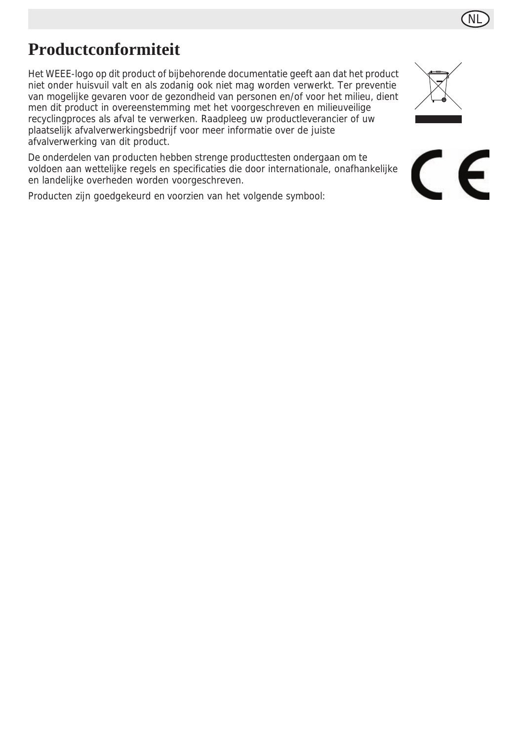# Productconformiteit

Het WEEE-logo op dit product of bijbehorende documentatie geeft aan dat het product niet onder huisvuil valt en als zodanig ook niet mag worden verwerkt. Ter preventie van mogelijke gevaren voor de gezondheid van personen en/of voor het milieu, dient men dit product in overeenstemming met het voorgeschreven en milieuveilige recyclingproces als afval te verwerken. Raadpleeg uw productleverancier of uw plaatselijk afvalverwerkingsbedrijf voor meer informatie over de juiste afvalverwerking van dit product.

De onderdelen van producten hebben strenge producttesten ondergaan om te voldoen aan wettelijke regels en specificaties die door internationale, onafhankelijke en landelijke overheden worden voorgeschreven.

Producten zijn goedgekeurd en voorzien van het volgende symbool: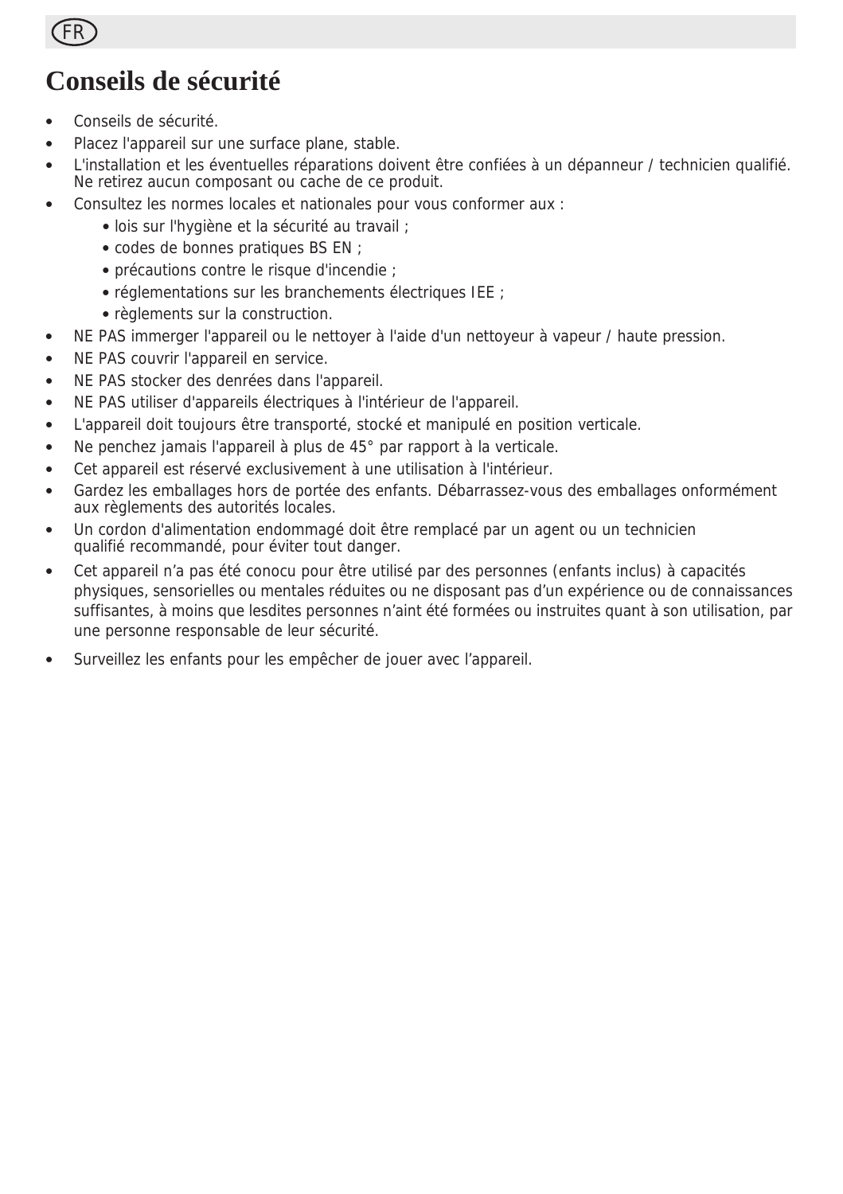# Conseils de sécurité

- Conseils de sécurité.
- Placez l'appareil sur une surface plane, stable.
- L'installation et les éventuelles réparations doivent être confiées à un dépanneur / technicien qualifié. Ne retirez aucun composant ou cache de ce produit.
- Consultez les normes locales et nationales pour vous conformer aux :
  - lois sur l'hygiène et la sécurité au travail ;
  - codes de bonnes pratiques BS EN ;
  - précautions contre le risque d'incendie ;
  - réglementations sur les branchements électriques IEE ;
  - règlements sur la construction.
- NE PAS immerger l'appareil ou le nettoyer à l'aide d'un nettoyeur à vapeur / haute pression.
- NE PAS couvrir l'appareil en service.
- NE PAS stocker des denrées dans l'appareil.
- NE PAS utiliser d'appareils électriques à l'intérieur de l'appareil.
- L'appareil doit toujours être transporté, stocké et manipulé en position verticale.
- Ne penchez jamais l'appareil à plus de 45° par rapport à la verticale.
- Cet appareil est réservé exclusivement à une utilisation à l'intérieur.
- Gardez les emballages hors de portée des enfants. Débarrassez-vous des emballages onformément aux règlements des autorités locales.
- Un cordon d'alimentation endommagé doit être remplacé par un agent ou un technicien qualifié recommandé, pour éviter tout danger.
- Cet appareil n'a pas été conocu pour être utilisé par des personnes (enfants inclus) à capacités physiques, sensorielles ou mentales réduites ou ne disposant pas d'un expérience ou de connaissances suffisantes, à moins que lesdites personnes n'aint été formées ou instruites quant à son utilisation, par une personne responsable de leur sécurité.
- Surveillez les enfants pour les empêcher de jouer avec l'appareil.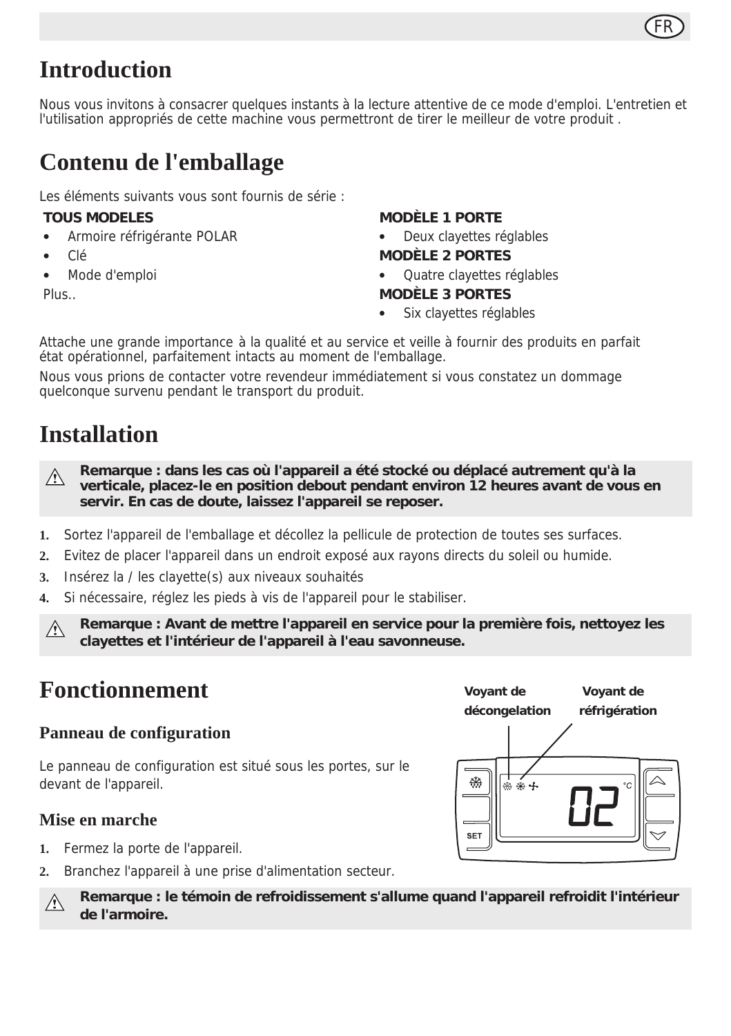# Introduction

Nous vous invitons à consacrer quelques instants à la lecture attentive de ce mode d'emploi. L'entretien et l'utilisation appropriés de cette machine vous permettront de tirer le meilleur de votre produit .

# Contenu de l'emballage

Les éléments suivants vous sont fournis de série :

**TOUS MODELES**

- Armoire réfrigérante POLAR
- Clé
- Mode d'emploi

Plus..

**MODÈLE 1 PORTE**

- Deux clayettes réglables

**MODÈLE 2 PORTES**

- Quatre clayettes réglables

**MODÈLE 3 PORTES**

- Six clayettes réglables

Attache une grande importance à la qualité et au service et veille à fournir des produits en parfait état opérationnel, parfaitement intacts au moment de l'emballage.

Nous vous prions de contacter votre revendeur immédiatement si vous constatez un dommage quelconque survenu pendant le transport du produit.

# Installation

> ⚠ **Remarque : dans les cas où l'appareil a été stocké ou déplacé autrement qu'à la verticale, placez-le en position debout pendant environ 12 heures avant de vous en servir. En cas de doute, laissez l'appareil se reposer.**

1. Sortez l'appareil de l'emballage et décollez la pellicule de protection de toutes ses surfaces.
2. Evitez de placer l'appareil dans un endroit exposé aux rayons directs du soleil ou humide.
3. Insérez la / les clayette(s) aux niveaux souhaités
4. Si nécessaire, réglez les pieds à vis de l'appareil pour le stabiliser.

> ⚠ **Remarque : Avant de mettre l'appareil en service pour la première fois, nettoyez les clayettes et l'intérieur de l'appareil à l'eau savonneuse.**

# Fonctionnement

## Panneau de configuration

Le panneau de configuration est situé sous les portes, sur le devant de l'appareil.

**Voyant de décongelation** **Voyant de réfrigération**

SET 02 °C

## Mise en marche

1. Fermez la porte de l'appareil.
2. Branchez l'appareil à une prise d'alimentation secteur.

> ⚠ **Remarque : le témoin de refroidissement s'allume quand l'appareil refroidit l'intérieur de l'armoire.**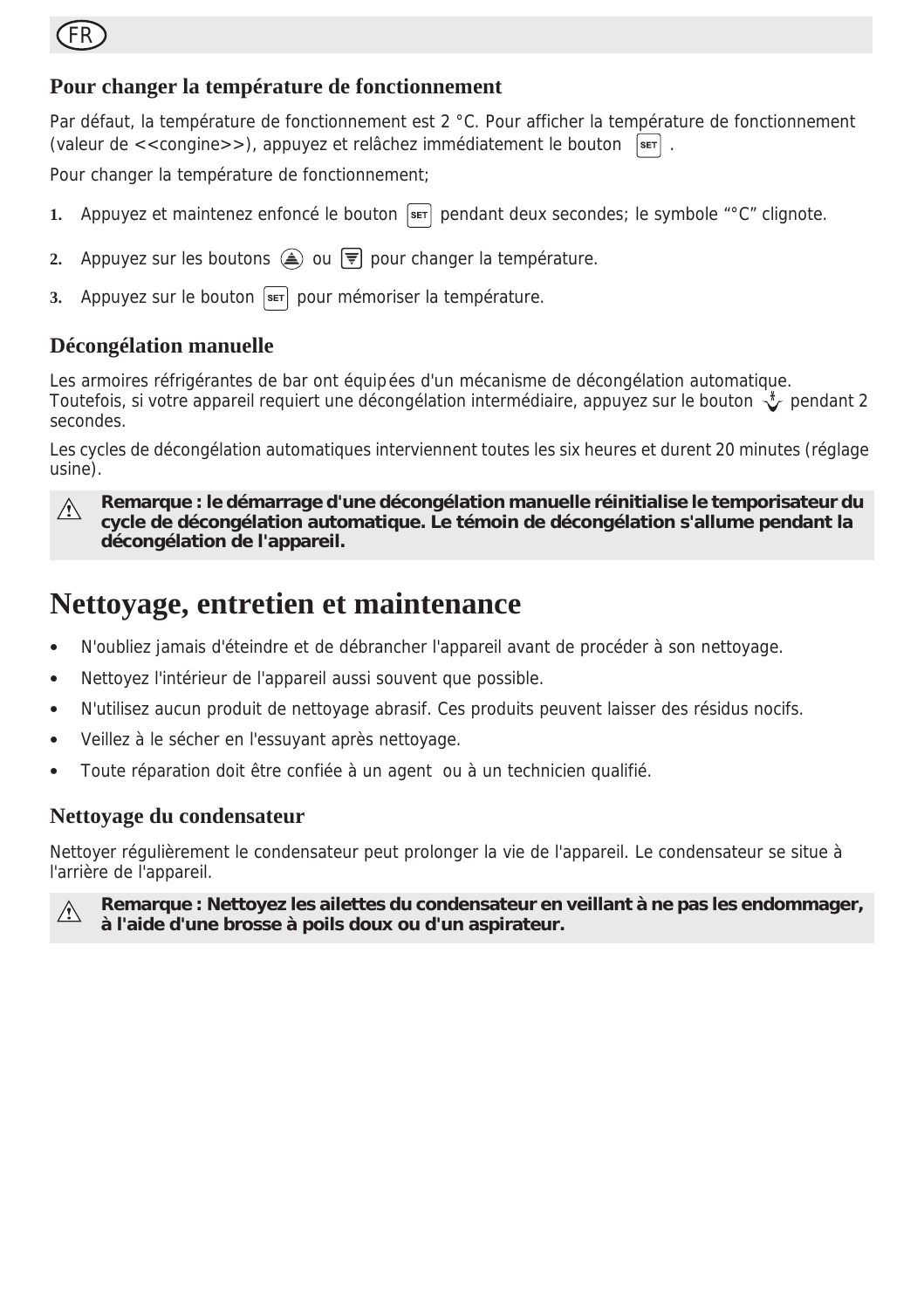## Pour changer la température de fonctionnement

Par défaut, la température de fonctionnement est 2 °C. Pour afficher la température de fonctionnement (valeur de <<congine>>), appuyez et relâchez immédiatement le bouton SET .

Pour changer la température de fonctionnement;

1. Appuyez et maintenez enfoncé le bouton SET pendant deux secondes; le symbole “°C” clignote.
2. Appuyez sur les boutons ▲ ou ▼ pour changer la température.
3. Appuyez sur le bouton SET pour mémoriser la température.

## Décongélation manuelle

Les armoires réfrigérantes de bar ont équipées d'un mécanisme de décongélation automatique. Toutefois, si votre appareil requiert une décongélation intermédiaire, appuyez sur le bouton pendant 2 secondes.

Les cycles de décongélation automatiques interviennent toutes les six heures et durent 20 minutes (réglage usine).

⚠ **Remarque : le démarrage d'une décongélation manuelle réinitialise le temporisateur du cycle de décongélation automatique. Le témoin de décongélation s'allume pendant la décongélation de l'appareil.**

# Nettoyage, entretien et maintenance

- N'oubliez jamais d'éteindre et de débrancher l'appareil avant de procéder à son nettoyage.
- Nettoyez l'intérieur de l'appareil aussi souvent que possible.
- N'utilisez aucun produit de nettoyage abrasif. Ces produits peuvent laisser des résidus nocifs.
- Veillez à le sécher en l'essuyant après nettoyage.
- Toute réparation doit être confiée à un agent ou à un technicien qualifié.

## Nettoyage du condensateur

Nettoyer régulièrement le condensateur peut prolonger la vie de l'appareil. Le condensateur se situe à l'arrière de l'appareil.

⚠ **Remarque : Nettoyez les ailettes du condensateur en veillant à ne pas les endommager, à l'aide d'une brosse à poils doux ou d'un aspirateur.**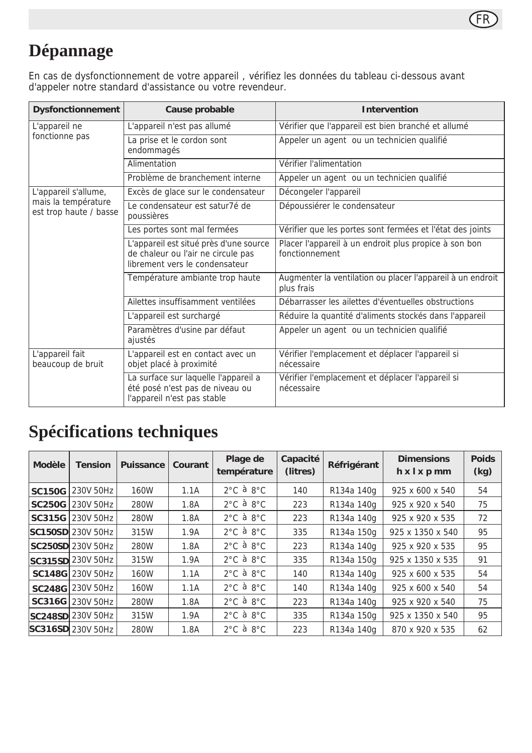# Dépannage

En cas de dysfonctionnement de votre appareil , vérifiez les données du tableau ci-dessous avant d'appeler notre standard d'assistance ou votre revendeur.

| Dysfonctionnement | Cause probable | Intervention |
|---|---|---|
| L'appareil ne fonctionne pas | L'appareil n'est pas allumé | Vérifier que l'appareil est bien branché et allumé |
| | La prise et le cordon sont endommagés | Appeler un agent ou un technicien qualifié |
| | Alimentation | Vérifier l'alimentation |
| | Problème de branchement interne | Appeler un agent ou un technicien qualifié |
| L'appareil s'allume, mais la température est trop haute / basse | Excès de glace sur le condensateur | Décongeler l'appareil |
| | Le condensateur est satur7é de poussières | Dépoussiérer le condensateur |
| | Les portes sont mal fermées | Vérifier que les portes sont fermées et l'état des joints |
| | L'appareil est situé près d'une source de chaleur ou l'air ne circule pas librement vers le condensateur | Placer l'appareil à un endroit plus propice à son bon fonctionnement |
| | Température ambiante trop haute | Augmenter la ventilation ou placer l'appareil à un endroit plus frais |
| | Ailettes insuffisamment ventilées | Débarrasser les ailettes d'éventuelles obstructions |
| | L'appareil est surchargé | Réduire la quantité d'aliments stockés dans l'appareil |
| | Paramètres d'usine par défaut ajustés | Appeler un agent ou un technicien qualifié |
| L'appareil fait beaucoup de bruit | L'appareil est en contact avec un objet placé à proximité | Vérifier l'emplacement et déplacer l'appareil si nécessaire |
| | La surface sur laquelle l'appareil a été posé n'est pas de niveau ou l'appareil n'est pas stable | Vérifier l'emplacement et déplacer l'appareil si nécessaire |

# Spécifications techniques

| Modèle | Tension | Puissance | Courant | Plage de température | Capacité (litres) | Réfrigérant | Dimensions h x l x p mm | Poids (kg) |
|---|---|---|---|---|---|---|---|---|
| **SC150G** | 230V 50Hz | 160W | 1.1A | 2°C à 8°C | 140 | R134a 140g | 925 x 600 x 540 | 54 |
| **SC250G** | 230V 50Hz | 280W | 1.8A | 2°C à 8°C | 223 | R134a 140g | 925 x 920 x 540 | 75 |
| **SC315G** | 230V 50Hz | 280W | 1.8A | 2°C à 8°C | 223 | R134a 140g | 925 x 920 x 535 | 72 |
| **SC150SD** | 230V 50Hz | 315W | 1.9A | 2°C à 8°C | 335 | R134a 150g | 925 x 1350 x 540 | 95 |
| **SC250SD** | 230V 50Hz | 280W | 1.8A | 2°C à 8°C | 223 | R134a 140g | 925 x 920 x 535 | 95 |
| **SC315SD** | 230V 50Hz | 315W | 1.9A | 2°C à 8°C | 335 | R134a 150g | 925 x 1350 x 535 | 91 |
| **SC148G** | 230V 50Hz | 160W | 1.1A | 2°C à 8°C | 140 | R134a 140g | 925 x 600 x 535 | 54 |
| **SC248G** | 230V 50Hz | 160W | 1.1A | 2°C à 8°C | 140 | R134a 140g | 925 x 600 x 540 | 54 |
| **SC316G** | 230V 50Hz | 280W | 1.8A | 2°C à 8°C | 223 | R134a 140g | 925 x 920 x 540 | 75 |
| **SC248SD** | 230V 50Hz | 315W | 1.9A | 2°C à 8°C | 335 | R134a 150g | 925 x 1350 x 540 | 95 |
| **SC316SD** | 230V 50Hz | 280W | 1.8A | 2°C à 8°C | 223 | R134a 140g | 870 x 920 x 535 | 62 |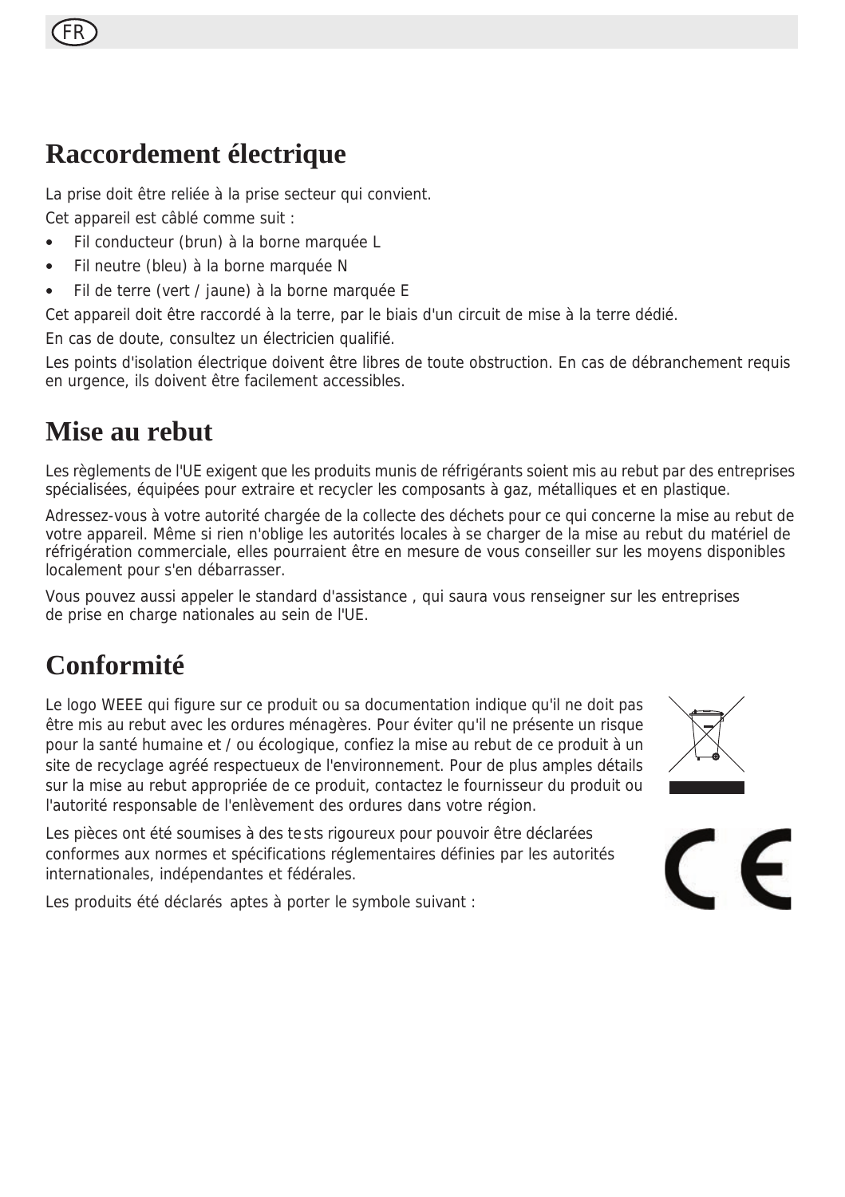# Raccordement électrique

La prise doit être reliée à la prise secteur qui convient.

Cet appareil est câblé comme suit :

- Fil conducteur (brun) à la borne marquée L
- Fil neutre (bleu) à la borne marquée N
- Fil de terre (vert / jaune) à la borne marquée E

Cet appareil doit être raccordé à la terre, par le biais d'un circuit de mise à la terre dédié.

En cas de doute, consultez un électricien qualifié.

Les points d'isolation électrique doivent être libres de toute obstruction. En cas de débranchement requis en urgence, ils doivent être facilement accessibles.

# Mise au rebut

Les règlements de l'UE exigent que les produits munis de réfrigérants soient mis au rebut par des entreprises spécialisées, équipées pour extraire et recycler les composants à gaz, métalliques et en plastique.

Adressez-vous à votre autorité chargée de la collecte des déchets pour ce qui concerne la mise au rebut de votre appareil. Même si rien n'oblige les autorités locales à se charger de la mise au rebut du matériel de réfrigération commerciale, elles pourraient être en mesure de vous conseiller sur les moyens disponibles localement pour s'en débarrasser.

Vous pouvez aussi appeler le standard d'assistance , qui saura vous renseigner sur les entreprises de prise en charge nationales au sein de l'UE.

# Conformité

Le logo WEEE qui figure sur ce produit ou sa documentation indique qu'il ne doit pas être mis au rebut avec les ordures ménagères. Pour éviter qu'il ne présente un risque pour la santé humaine et / ou écologique, confiez la mise au rebut de ce produit à un site de recyclage agréé respectueux de l'environnement. Pour de plus amples détails sur la mise au rebut appropriée de ce produit, contactez le fournisseur du produit ou l'autorité responsable de l'enlèvement des ordures dans votre région.

Les pièces ont été soumises à des tests rigoureux pour pouvoir être déclarées conformes aux normes et spécifications réglementaires définies par les autorités internationales, indépendantes et fédérales.

Les produits été déclarés aptes à porter le symbole suivant :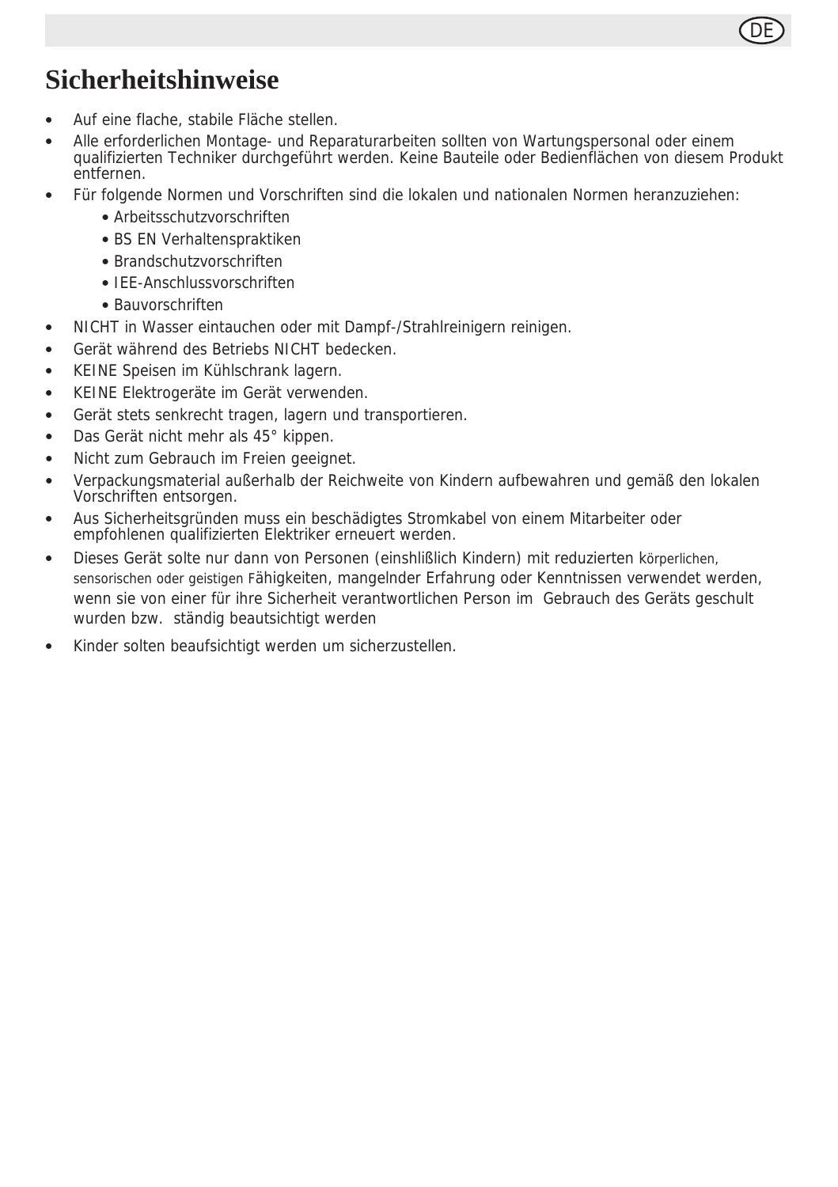# Sicherheitshinweise

- Auf eine flache, stabile Fläche stellen.
- Alle erforderlichen Montage- und Reparaturarbeiten sollten von Wartungspersonal oder einem qualifizierten Techniker durchgeführt werden. Keine Bauteile oder Bedienflächen von diesem Produkt entfernen.
- Für folgende Normen und Vorschriften sind die lokalen und nationalen Normen heranzuziehen:
  - Arbeitsschutzvorschriften
  - BS EN Verhaltenspraktiken
  - Brandschutzvorschriften
  - IEE-Anschlussvorschriften
  - Bauvorschriften
- NICHT in Wasser eintauchen oder mit Dampf-/Strahlreinigern reinigen.
- Gerät während des Betriebs NICHT bedecken.
- KEINE Speisen im Kühlschrank lagern.
- KEINE Elektrogeräte im Gerät verwenden.
- Gerät stets senkrecht tragen, lagern und transportieren.
- Das Gerät nicht mehr als 45° kippen.
- Nicht zum Gebrauch im Freien geeignet.
- Verpackungsmaterial außerhalb der Reichweite von Kindern aufbewahren und gemäß den lokalen Vorschriften entsorgen.
- Aus Sicherheitsgründen muss ein beschädigtes Stromkabel von einem Mitarbeiter oder empfohlenen qualifizierten Elektriker erneuert werden.
- Dieses Gerät solte nur dann von Personen (einshlißlich Kindern) mit reduzierten körperlichen, sensorischen oder geistigen Fähigkeiten, mangelnder Erfahrung oder Kenntnissen verwendet werden, wenn sie von einer für ihre Sicherheit verantwortlichen Person im Gebrauch des Geräts geschult wurden bzw. ständig beautsichtigt werden
- Kinder solten beaufsichtigt werden um sicherzustellen.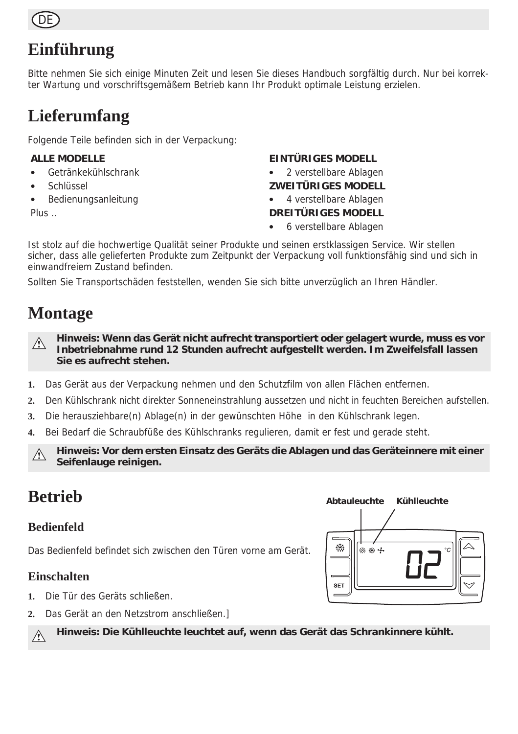# Einführung

Bitte nehmen Sie sich einige Minuten Zeit und lesen Sie dieses Handbuch sorgfältig durch. Nur bei korrekter Wartung und vorschriftsgemäßem Betrieb kann Ihr Produkt optimale Leistung erzielen.

# Lieferumfang

Folgende Teile befinden sich in der Verpackung:

**ALLE MODELLE**

- Getränkekühlschrank
- Schlüssel
- Bedienungsanleitung

Plus ..

**EINTÜRIGES MODELL**

- 2 verstellbare Ablagen

**ZWEITÜRIGES MODELL**

- 4 verstellbare Ablagen

**DREITÜRIGES MODELL**

- 6 verstellbare Ablagen

Ist stolz auf die hochwertige Qualität seiner Produkte und seinen erstklassigen Service. Wir stellen sicher, dass alle gelieferten Produkte zum Zeitpunkt der Verpackung voll funktionsfähig sind und sich in einwandfreiem Zustand befinden.

Sollten Sie Transportschäden feststellen, wenden Sie sich bitte unverzüglich an Ihren Händler.

# Montage

**Hinweis: Wenn das Gerät nicht aufrecht transportiert oder gelagert wurde, muss es vor Inbetriebnahme rund 12 Stunden aufrecht aufgestellt werden. Im Zweifelsfall lassen Sie es aufrecht stehen.**

1. Das Gerät aus der Verpackung nehmen und den Schutzfilm von allen Flächen entfernen.
2. Den Kühlschrank nicht direkter Sonneneinstrahlung aussetzen und nicht in feuchten Bereichen aufstellen.
3. Die herausziehbare(n) Ablage(n) in der gewünschten Höhe in den Kühlschrank legen.
4. Bei Bedarf die Schraubfüße des Kühlschranks regulieren, damit er fest und gerade steht.

**Hinweis: Vor dem ersten Einsatz des Geräts die Ablagen und das Geräteinnere mit einer Seifenlauge reinigen.**

# Betrieb

## Bedienfeld

Das Bedienfeld befindet sich zwischen den Türen vorne am Gerät.

Abtauleuchte Kühlleuchte

SET

02 °C

## Einschalten

1. Die Tür des Geräts schließen.
2. Das Gerät an den Netzstrom anschließen.]

**Hinweis: Die Kühlleuchte leuchtet auf, wenn das Gerät das Schrankinnere kühlt.**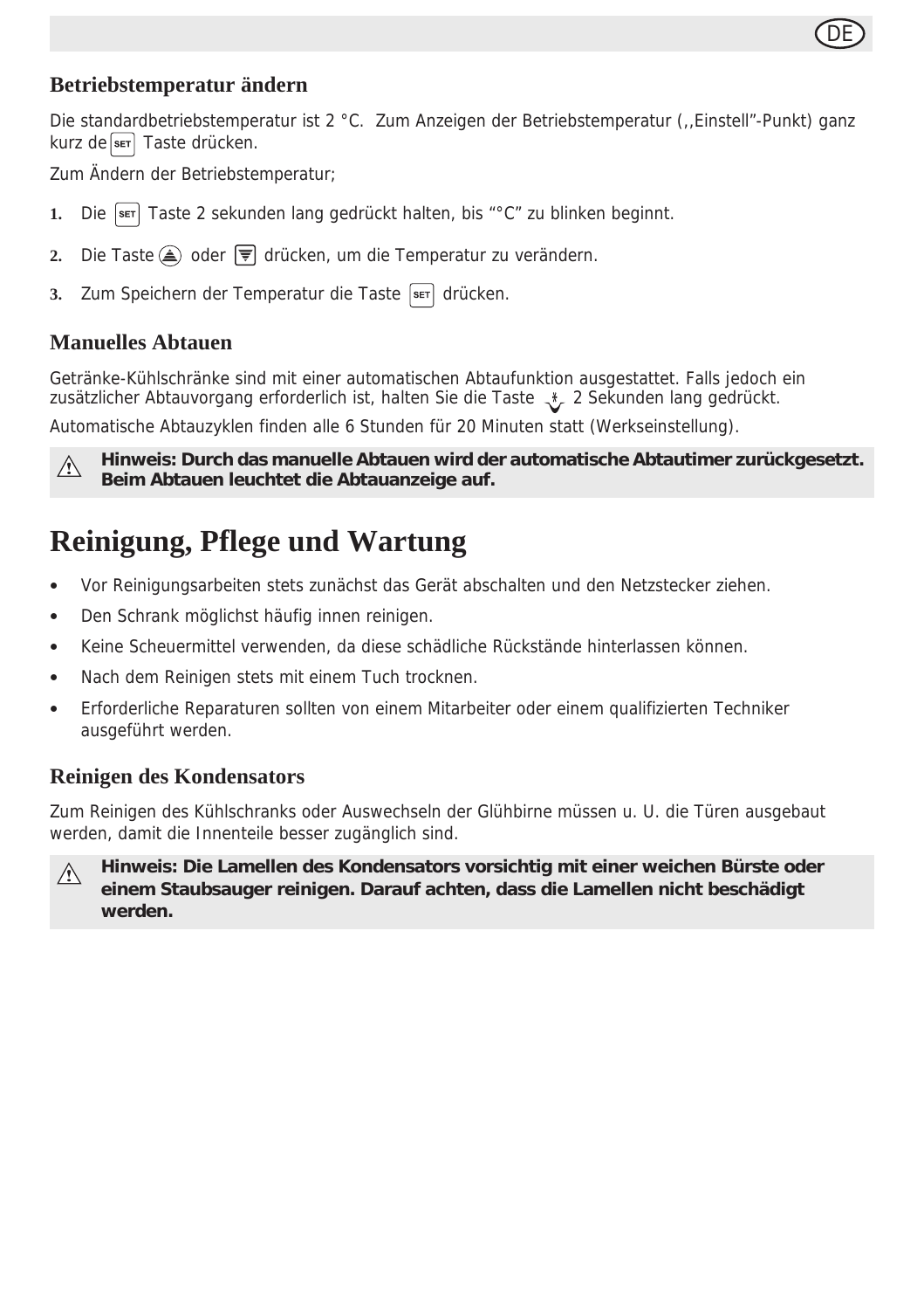## Betriebstemperatur ändern

Die standardbetriebstemperatur ist 2 °C. Zum Anzeigen der Betriebstemperatur (,,Einstell"-Punkt) ganz kurz de SET Taste drücken.

Zum Ändern der Betriebstemperatur;

1. Die SET Taste 2 sekunden lang gedrückt halten, bis "°C" zu blinken beginnt.
2. Die Taste ▲ oder ▼ drücken, um die Temperatur zu verändern.
3. Zum Speichern der Temperatur die Taste SET drücken.

## Manuelles Abtauen

Getränke-Kühlschränke sind mit einer automatischen Abtaufunktion ausgestattet. Falls jedoch ein zusätzlicher Abtauvorgang erforderlich ist, halten Sie die Taste 2 Sekunden lang gedrückt.

Automatische Abtauzyklen finden alle 6 Stunden für 20 Minuten statt (Werkseinstellung).

> ⚠ **Hinweis: Durch das manuelle Abtauen wird der automatische Abtautimer zurückgesetzt. Beim Abtauen leuchtet die Abtauanzeige auf.**

# Reinigung, Pflege und Wartung

- Vor Reinigungsarbeiten stets zunächst das Gerät abschalten und den Netzstecker ziehen.
- Den Schrank möglichst häufig innen reinigen.
- Keine Scheuermittel verwenden, da diese schädliche Rückstände hinterlassen können.
- Nach dem Reinigen stets mit einem Tuch trocknen.
- Erforderliche Reparaturen sollten von einem Mitarbeiter oder einem qualifizierten Techniker ausgeführt werden.

## Reinigen des Kondensators

Zum Reinigen des Kühlschranks oder Auswechseln der Glühbirne müssen u. U. die Türen ausgebaut werden, damit die Innenteile besser zugänglich sind.

> ⚠ **Hinweis: Die Lamellen des Kondensators vorsichtig mit einer weichen Bürste oder einem Staubsauger reinigen. Darauf achten, dass die Lamellen nicht beschädigt werden.**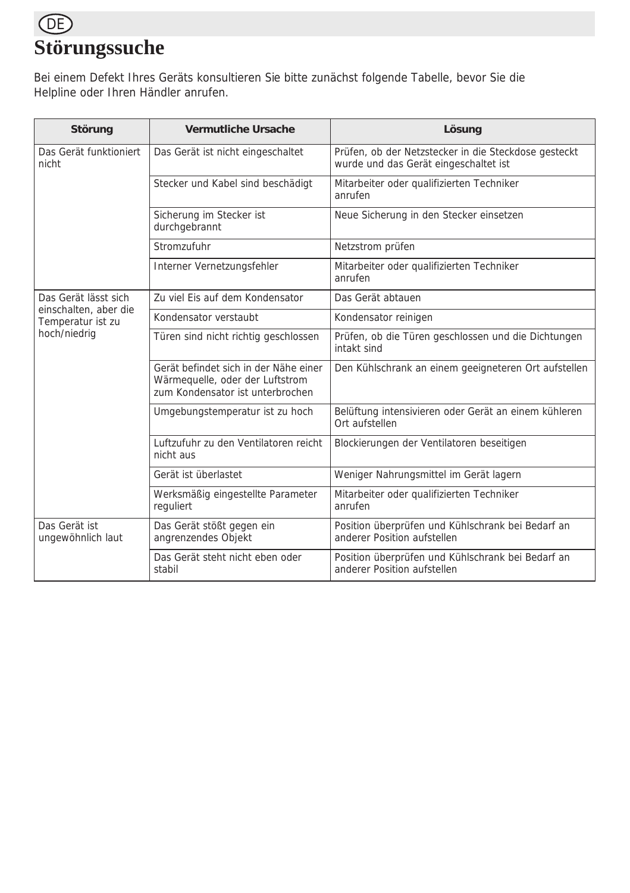# Störungssuche

Bei einem Defekt Ihres Geräts konsultieren Sie bitte zunächst folgende Tabelle, bevor Sie die Helpline oder Ihren Händler anrufen.

| Störung | Vermutliche Ursache | Lösung |
|---|---|---|
| Das Gerät funktioniert nicht | Das Gerät ist nicht eingeschaltet | Prüfen, ob der Netzstecker in die Steckdose gesteckt wurde und das Gerät eingeschaltet ist |
| | Stecker und Kabel sind beschädigt | Mitarbeiter oder qualifizierten Techniker anrufen |
| | Sicherung im Stecker ist durchgebrannt | Neue Sicherung in den Stecker einsetzen |
| | Stromzufuhr | Netzstrom prüfen |
| | Interner Vernetzungsfehler | Mitarbeiter oder qualifizierten Techniker anrufen |
| Das Gerät lässt sich einschalten, aber die Temperatur ist zu hoch/niedrig | Zu viel Eis auf dem Kondensator | Das Gerät abtauen |
| | Kondensator verstaubt | Kondensator reinigen |
| | Türen sind nicht richtig geschlossen | Prüfen, ob die Türen geschlossen und die Dichtungen intakt sind |
| | Gerät befindet sich in der Nähe einer Wärmequelle, oder der Luftstrom zum Kondensator ist unterbrochen | Den Kühlschrank an einem geeigneteren Ort aufstellen |
| | Umgebungstemperatur ist zu hoch | Belüftung intensivieren oder Gerät an einem kühleren Ort aufstellen |
| | Luftzufuhr zu den Ventilatoren reicht nicht aus | Blockierungen der Ventilatoren beseitigen |
| | Gerät ist überlastet | Weniger Nahrungsmittel im Gerät lagern |
| | Werksmäßig eingestellte Parameter reguliert | Mitarbeiter oder qualifizierten Techniker anrufen |
| Das Gerät ist ungewöhnlich laut | Das Gerät stößt gegen ein angrenzendes Objekt | Position überprüfen und Kühlschrank bei Bedarf an anderer Position aufstellen |
| | Das Gerät steht nicht eben oder stabil | Position überprüfen und Kühlschrank bei Bedarf an anderer Position aufstellen |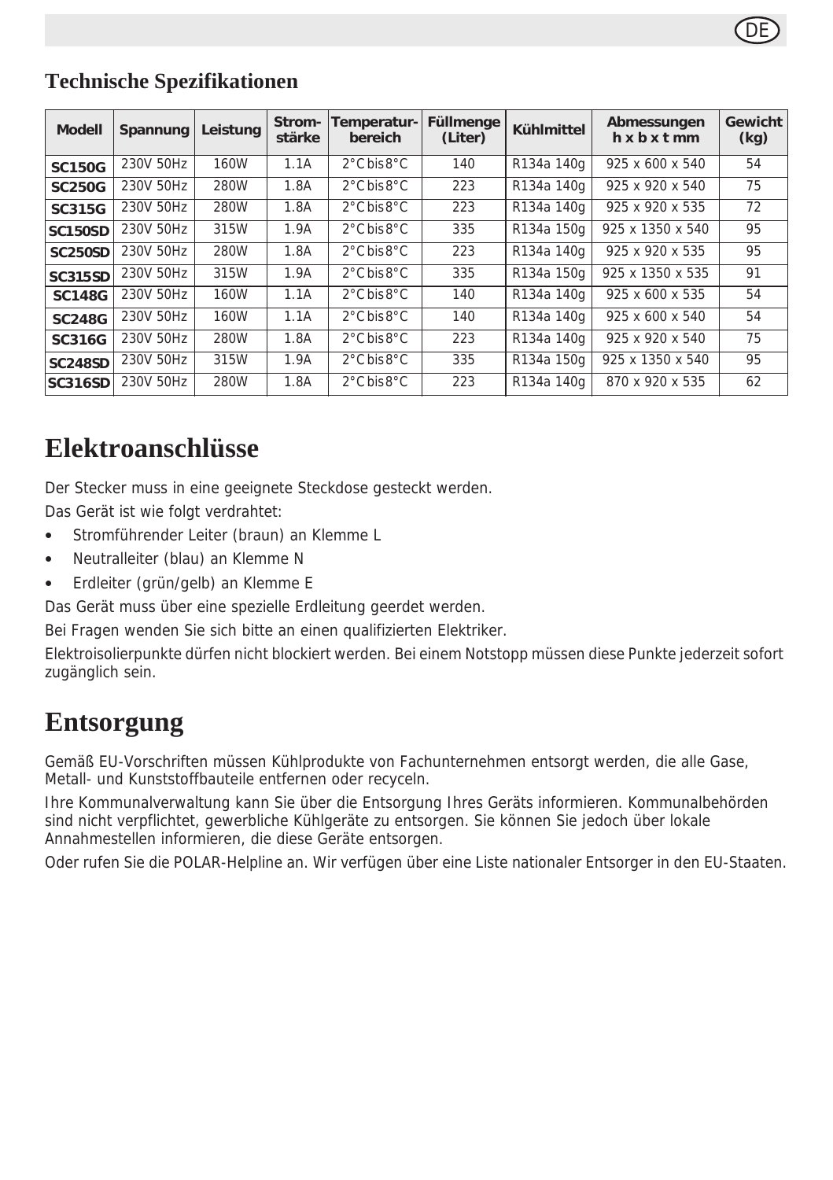## Technische Spezifikationen

| Modell | Spannung | Leistung | Strom-stärke | Temperatur-bereich | Füllmenge (Liter) | Kühlmittel | Abmessungen h x b x t mm | Gewicht (kg) |
|---|---|---|---|---|---|---|---|---|
| **SC150G** | 230V 50Hz | 160W | 1.1A | 2°C bis 8°C | 140 | R134a 140g | 925 x 600 x 540 | 54 |
| **SC250G** | 230V 50Hz | 280W | 1.8A | 2°C bis 8°C | 223 | R134a 140g | 925 x 920 x 540 | 75 |
| **SC315G** | 230V 50Hz | 280W | 1.8A | 2°C bis 8°C | 223 | R134a 140g | 925 x 920 x 535 | 72 |
| **SC150SD** | 230V 50Hz | 315W | 1.9A | 2°C bis 8°C | 335 | R134a 150g | 925 x 1350 x 540 | 95 |
| **SC250SD** | 230V 50Hz | 280W | 1.8A | 2°C bis 8°C | 223 | R134a 140g | 925 x 920 x 535 | 95 |
| **SC315SD** | 230V 50Hz | 315W | 1.9A | 2°C bis 8°C | 335 | R134a 150g | 925 x 1350 x 535 | 91 |
| **SC148G** | 230V 50Hz | 160W | 1.1A | 2°C bis 8°C | 140 | R134a 140g | 925 x 600 x 535 | 54 |
| **SC248G** | 230V 50Hz | 160W | 1.1A | 2°C bis 8°C | 140 | R134a 140g | 925 x 600 x 540 | 54 |
| **SC316G** | 230V 50Hz | 280W | 1.8A | 2°C bis 8°C | 223 | R134a 140g | 925 x 920 x 540 | 75 |
| **SC248SD** | 230V 50Hz | 315W | 1.9A | 2°C bis 8°C | 335 | R134a 150g | 925 x 1350 x 540 | 95 |
| **SC316SD** | 230V 50Hz | 280W | 1.8A | 2°C bis 8°C | 223 | R134a 140g | 870 x 920 x 535 | 62 |

# Elektroanschlüsse

Der Stecker muss in eine geeignete Steckdose gesteckt werden.

Das Gerät ist wie folgt verdrahtet:

- Stromführender Leiter (braun) an Klemme L
- Neutralleiter (blau) an Klemme N
- Erdleiter (grün/gelb) an Klemme E

Das Gerät muss über eine spezielle Erdleitung geerdet werden.

Bei Fragen wenden Sie sich bitte an einen qualifizierten Elektriker.

Elektroisolierpunkte dürfen nicht blockiert werden. Bei einem Notstopp müssen diese Punkte jederzeit sofort zugänglich sein.

# Entsorgung

Gemäß EU-Vorschriften müssen Kühlprodukte von Fachunternehmen entsorgt werden, die alle Gase, Metall- und Kunststoffbauteile entfernen oder recyceln.

Ihre Kommunalverwaltung kann Sie über die Entsorgung Ihres Geräts informieren. Kommunalbehörden sind nicht verpflichtet, gewerbliche Kühlgeräte zu entsorgen. Sie können Sie jedoch über lokale Annahmestellen informieren, die diese Geräte entsorgen.

Oder rufen Sie die POLAR-Helpline an. Wir verfügen über eine Liste nationaler Entsorger in den EU-Staaten.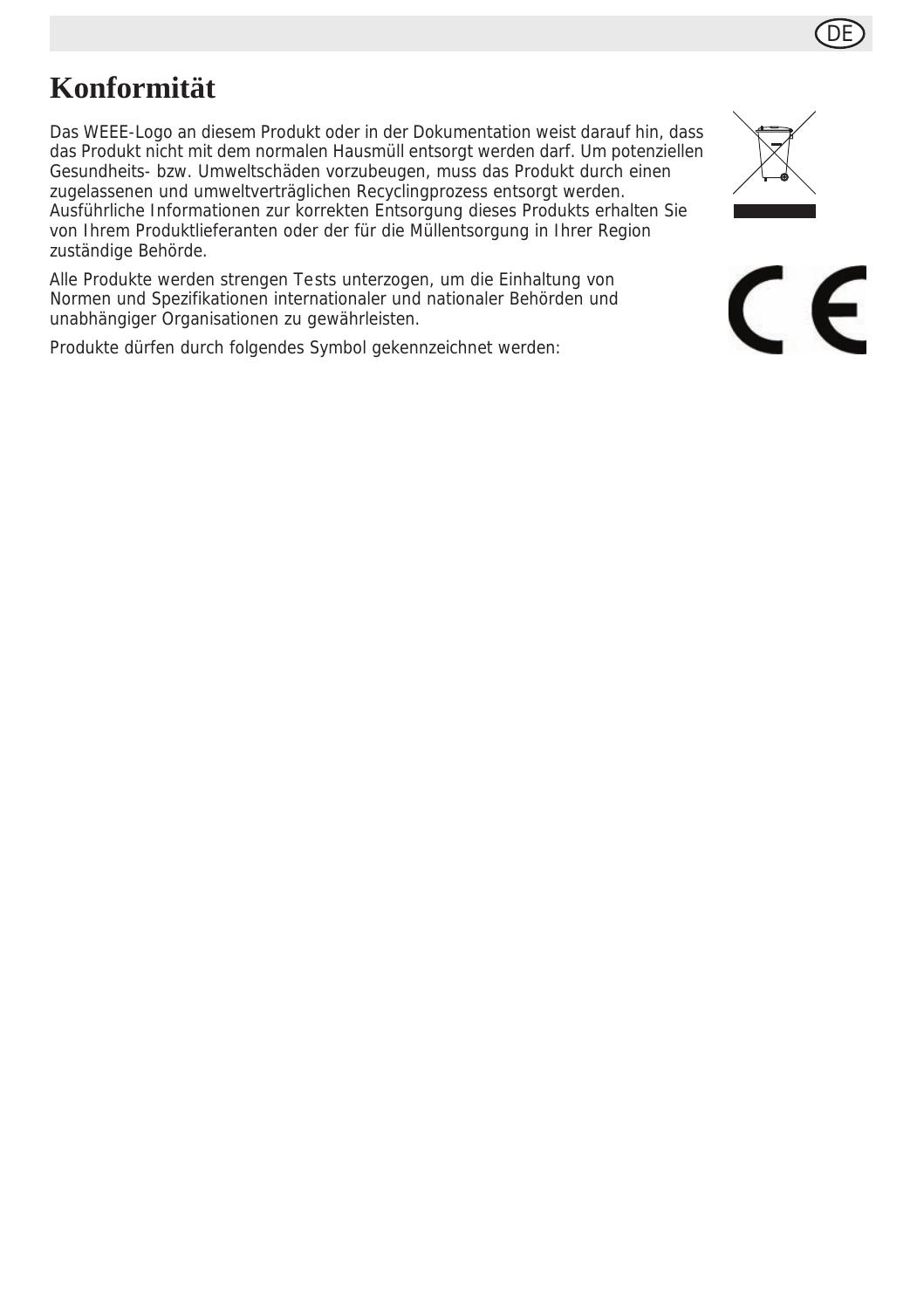# Konformität

Das WEEE-Logo an diesem Produkt oder in der Dokumentation weist darauf hin, dass das Produkt nicht mit dem normalen Hausmüll entsorgt werden darf. Um potenziellen Gesundheits- bzw. Umweltschäden vorzubeugen, muss das Produkt durch einen zugelassenen und umweltverträglichen Recyclingprozess entsorgt werden. Ausführliche Informationen zur korrekten Entsorgung dieses Produkts erhalten Sie von Ihrem Produktlieferanten oder der für die Müllentsorgung in Ihrer Region zuständige Behörde.

Alle Produkte werden strengen Tests unterzogen, um die Einhaltung von Normen und Spezifikationen internationaler und nationaler Behörden und unabhängiger Organisationen zu gewährleisten.

Produkte dürfen durch folgendes Symbol gekennzeichnet werden: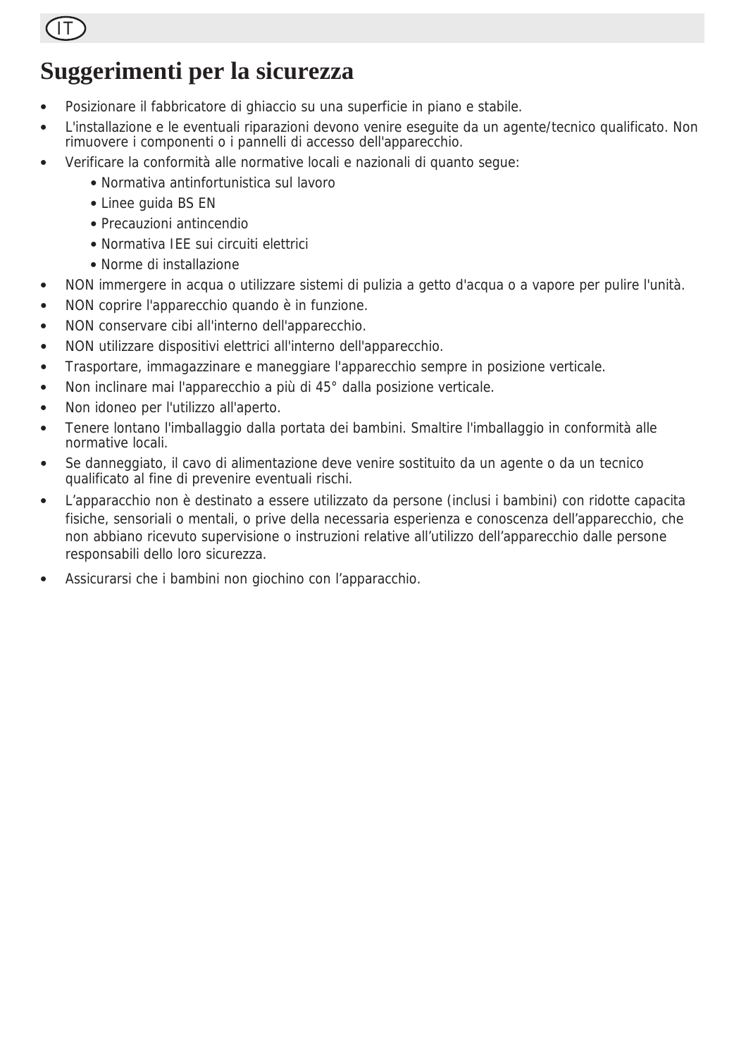# Suggerimenti per la sicurezza

- Posizionare il fabbricatore di ghiaccio su una superficie in piano e stabile.
- L'installazione e le eventuali riparazioni devono venire eseguite da un agente/tecnico qualificato. Non rimuovere i componenti o i pannelli di accesso dell'apparecchio.
- Verificare la conformità alle normative locali e nazionali di quanto segue:
  - Normativa antinfortunistica sul lavoro
  - Linee guida BS EN
  - Precauzioni antincendio
  - Normativa IEE sui circuiti elettrici
  - Norme di installazione
- NON immergere in acqua o utilizzare sistemi di pulizia a getto d'acqua o a vapore per pulire l'unità.
- NON coprire l'apparecchio quando è in funzione.
- NON conservare cibi all'interno dell'apparecchio.
- NON utilizzare dispositivi elettrici all'interno dell'apparecchio.
- Trasportare, immagazzinare e maneggiare l'apparecchio sempre in posizione verticale.
- Non inclinare mai l'apparecchio a più di 45° dalla posizione verticale.
- Non idoneo per l'utilizzo all'aperto.
- Tenere lontano l'imballaggio dalla portata dei bambini. Smaltire l'imballaggio in conformità alle normative locali.
- Se danneggiato, il cavo di alimentazione deve venire sostituito da un agente o da un tecnico qualificato al fine di prevenire eventuali rischi.
- L'apparacchio non è destinato a essere utilizzato da persone (inclusi i bambini) con ridotte capacita fisiche, sensoriali o mentali, o prive della necessaria esperienza e conoscenza dell'apparecchio, che non abbiano ricevuto supervisione o instruzioni relative all'utilizzo dell'apparecchio dalle persone responsabili dello loro sicurezza.
- Assicurarsi che i bambini non giochino con l'apparacchio.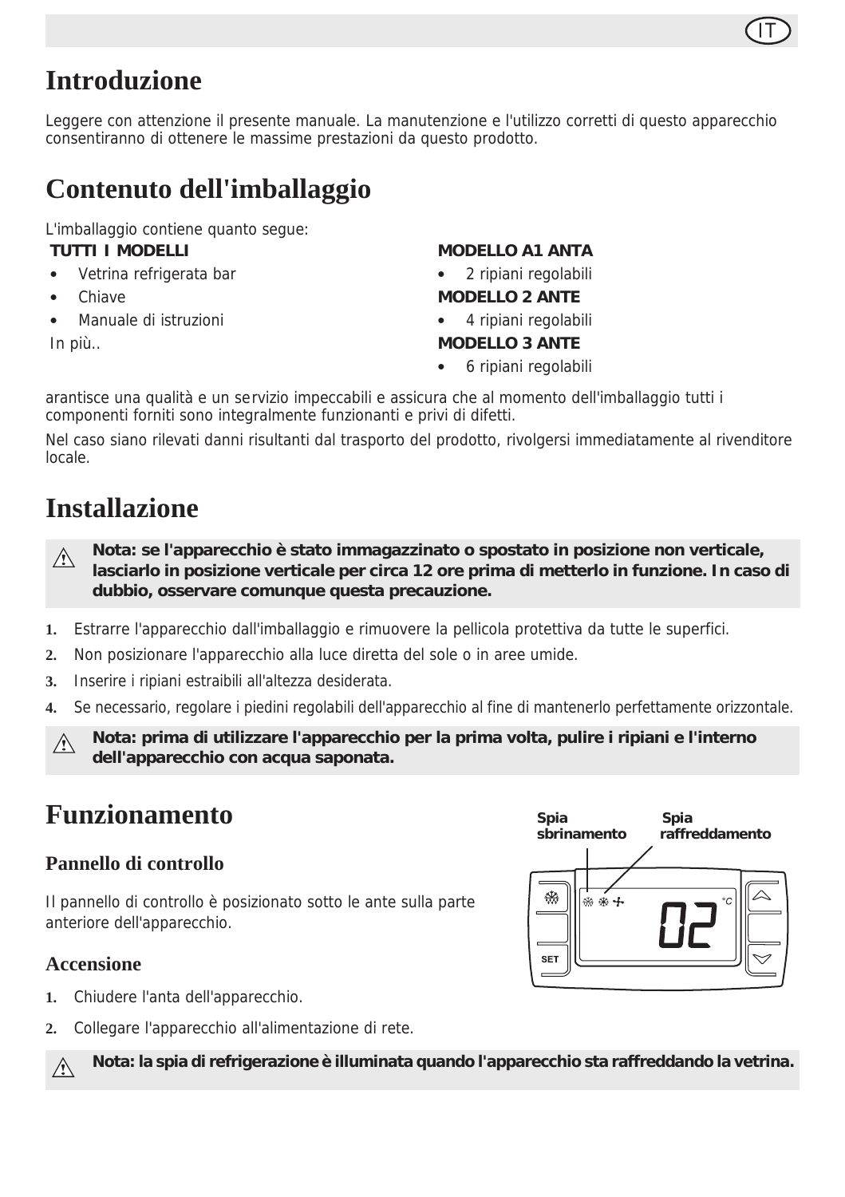# Introduzione

Leggere con attenzione il presente manuale. La manutenzione e l'utilizzo corretti di questo apparecchio consentiranno di ottenere le massime prestazioni da questo prodotto.

# Contenuto dell'imballaggio

L'imballaggio contiene quanto segue:

**TUTTI I MODELLI**

- Vetrina refrigerata bar
- Chiave
- Manuale di istruzioni

In più..

**MODELLO A1 ANTA**

- 2 ripiani regolabili

**MODELLO 2 ANTE**

- 4 ripiani regolabili

**MODELLO 3 ANTE**

- 6 ripiani regolabili

arantisce una qualità e un servizio impeccabili e assicura che al momento dell'imballaggio tutti i componenti forniti sono integralmente funzionanti e privi di difetti.

Nel caso siano rilevati danni risultanti dal trasporto del prodotto, rivolgersi immediatamente al rivenditore locale.

# Installazione

⚠ **Nota: se l'apparecchio è stato immagazzinato o spostato in posizione non verticale, lasciarlo in posizione verticale per circa 12 ore prima di metterlo in funzione. In caso di dubbio, osservare comunque questa precauzione.**

1. Estrarre l'apparecchio dall'imballaggio e rimuovere la pellicola protettiva da tutte le superfici.
2. Non posizionare l'apparecchio alla luce diretta del sole o in aree umide.
3. Inserire i ripiani estraibili all'altezza desiderata.
4. Se necessario, regolare i piedini regolabili dell'apparecchio al fine di mantenerlo perfettamente orizzontale.

⚠ **Nota: prima di utilizzare l'apparecchio per la prima volta, pulire i ripiani e l'interno dell'apparecchio con acqua saponata.**

# Funzionamento

## Pannello di controllo

Il pannello di controllo è posizionato sotto le ante sulla parte anteriore dell'apparecchio.

**Spia sbrinamento** **Spia raffreddamento**

SET

02 °C

## Accensione

1. Chiudere l'anta dell'apparecchio.
2. Collegare l'apparecchio all'alimentazione di rete.

⚠ **Nota: la spia di refrigerazione è illuminata quando l'apparecchio sta raffreddando la vetrina.**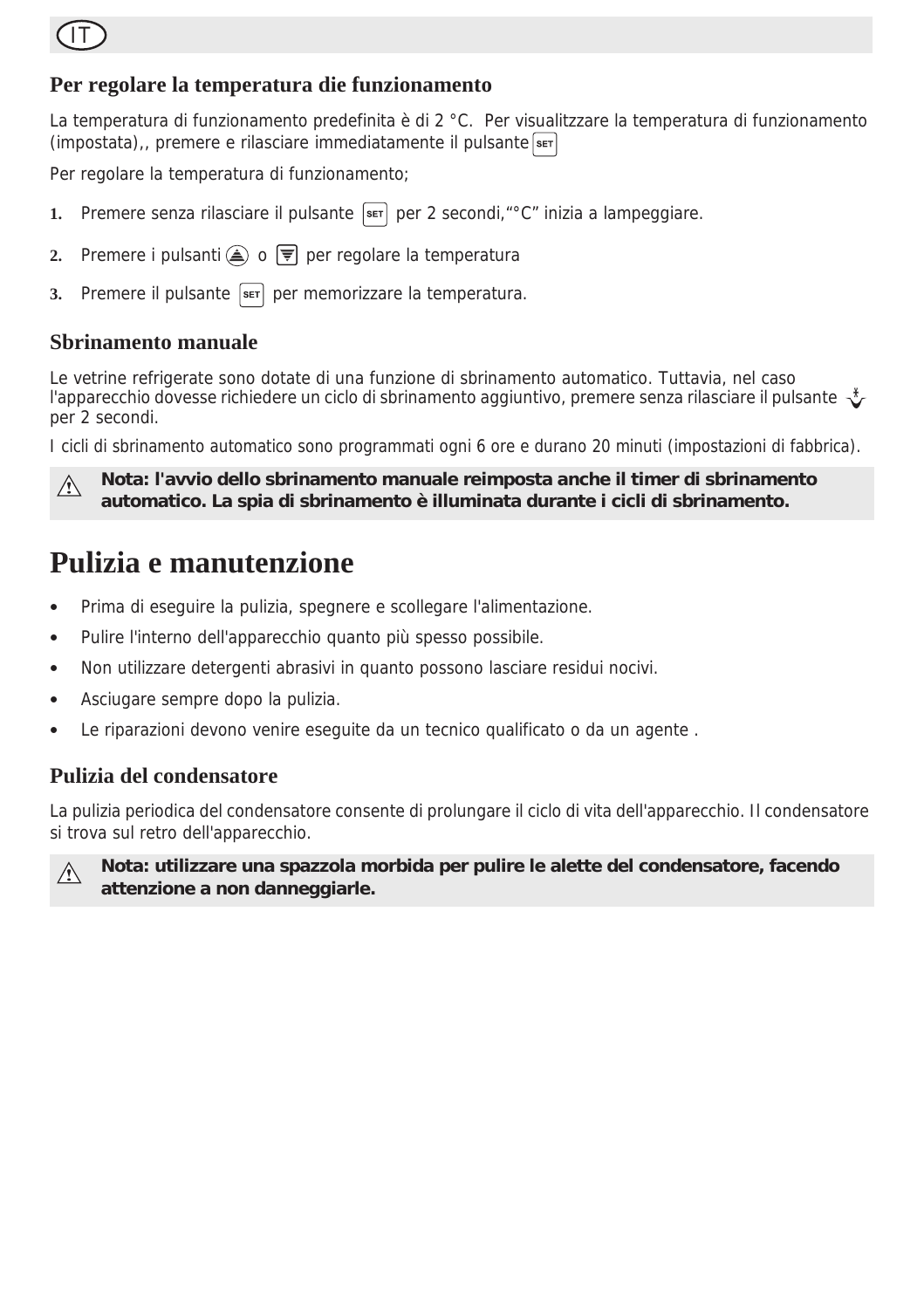## Per regolare la temperatura die funzionamento

La temperatura di funzionamento predefinita è di 2 °C.  Per visualitzzare la temperatura di funzionamento (impostata),, premere e rilasciare immediatamente il pulsante SET

Per regolare la temperatura di funzionamento;

1. Premere senza rilasciare il pulsante SET per 2 secondi,"°C" inizia a lampeggiare.
2. Premere i pulsanti ▲ o ▼ per regolare la temperatura
3. Premere il pulsante SET per memorizzare la temperatura.

## Sbrinamento manuale

Le vetrine refrigerate sono dotate di una funzione di sbrinamento automatico. Tuttavia, nel caso l'apparecchio dovesse richiedere un ciclo di sbrinamento aggiuntivo, premere senza rilasciare il pulsante per 2 secondi.

I cicli di sbrinamento automatico sono programmati ogni 6 ore e durano 20 minuti (impostazioni di fabbrica).

> ⚠ **Nota: l'avvio dello sbrinamento manuale reimposta anche il timer di sbrinamento automatico. La spia di sbrinamento è illuminata durante i cicli di sbrinamento.**

# Pulizia e manutenzione

- Prima di eseguire la pulizia, spegnere e scollegare l'alimentazione.
- Pulire l'interno dell'apparecchio quanto più spesso possibile.
- Non utilizzare detergenti abrasivi in quanto possono lasciare residui nocivi.
- Asciugare sempre dopo la pulizia.
- Le riparazioni devono venire eseguite da un tecnico qualificato o da un agente .

## Pulizia del condensatore

La pulizia periodica del condensatore consente di prolungare il ciclo di vita dell'apparecchio. Il condensatore si trova sul retro dell'apparecchio.

> ⚠ **Nota: utilizzare una spazzola morbida per pulire le alette del condensatore, facendo attenzione a non danneggiarle.**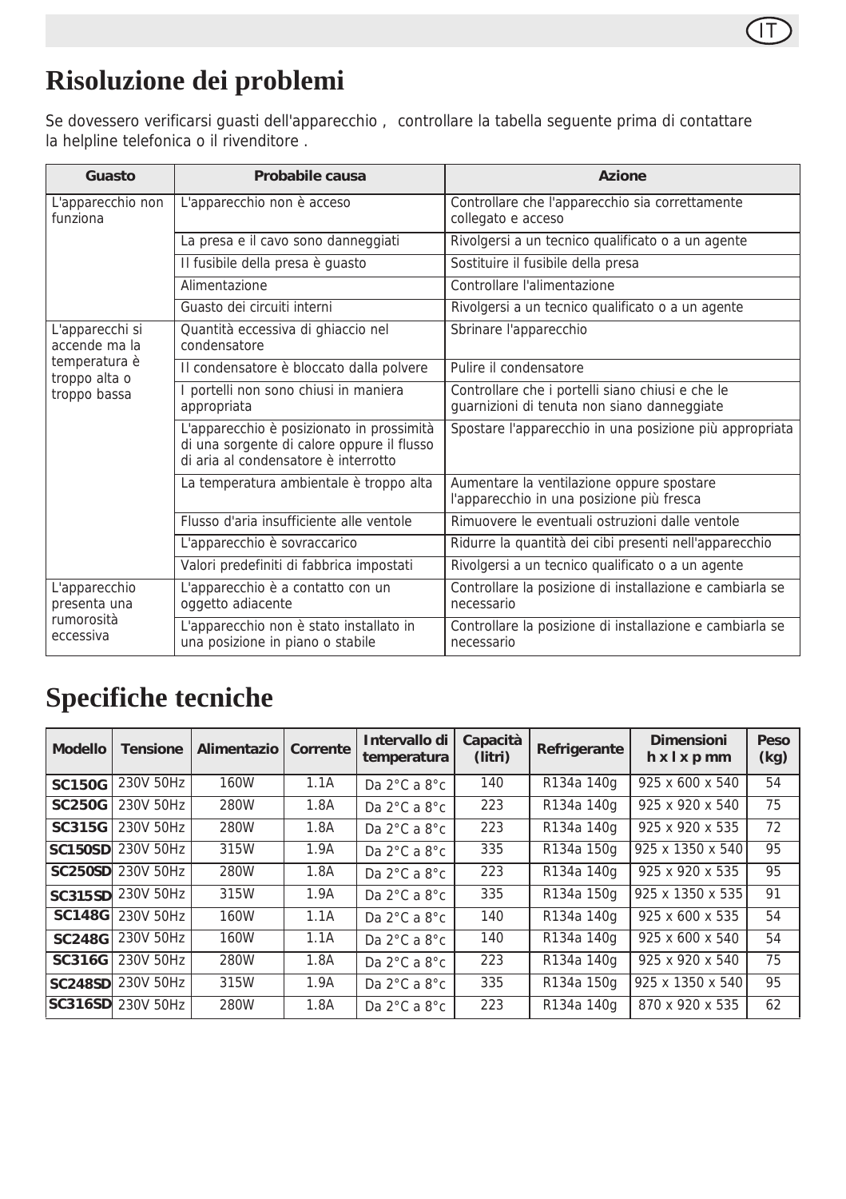# Risoluzione dei problemi

Se dovessero verificarsi guasti dell'apparecchio , controllare la tabella seguente prima di contattare la helpline telefonica o il rivenditore .

| Guasto | Probabile causa | Azione |
|---|---|---|
| L'apparecchio non funziona | L'apparecchio non è acceso | Controllare che l'apparecchio sia correttamente collegato e acceso |
| | La presa e il cavo sono danneggiati | Rivolgersi a un tecnico qualificato o a un agente |
| | Il fusibile della presa è guasto | Sostituire il fusibile della presa |
| | Alimentazione | Controllare l'alimentazione |
| | Guasto dei circuiti interni | Rivolgersi a un tecnico qualificato o a un agente |
| L'apparecchi si accende ma la temperatura è troppo alta o troppo bassa | Quantità eccessiva di ghiaccio nel condensatore | Sbrinare l'apparecchio |
| | Il condensatore è bloccato dalla polvere | Pulire il condensatore |
| | I portelli non sono chiusi in maniera appropriata | Controllare che i portelli siano chiusi e che le guarnizioni di tenuta non siano danneggiate |
| | L'apparecchio è posizionato in prossimità di una sorgente di calore oppure il flusso di aria al condensatore è interrotto | Spostare l'apparecchio in una posizione più appropriata |
| | La temperatura ambientale è troppo alta | Aumentare la ventilazione oppure spostare l'apparecchio in una posizione più fresca |
| | Flusso d'aria insufficiente alle ventole | Rimuovere le eventuali ostruzioni dalle ventole |
| | L'apparecchio è sovraccarico | Ridurre la quantità dei cibi presenti nell'apparecchio |
| | Valori predefiniti di fabbrica impostati | Rivolgersi a un tecnico qualificato o a un agente |
| L'apparecchio presenta una rumorosità eccessiva | L'apparecchio è a contatto con un oggetto adiacente | Controllare la posizione di installazione e cambiarla se necessario |
| | L'apparecchio non è stato installato in una posizione in piano o stabile | Controllare la posizione di installazione e cambiarla se necessario |

# Specifiche tecniche

| Modello | Tensione | Alimentazio | Corrente | Intervallo di temperatura | Capacità (litri) | Refrigerante | Dimensioni h x l x p mm | Peso (kg) |
|---|---|---|---|---|---|---|---|---|
| **SC150G** | 230V 50Hz | 160W | 1.1A | Da 2°C a 8°C | 140 | R134a 140g | 925 x 600 x 540 | 54 |
| **SC250G** | 230V 50Hz | 280W | 1.8A | Da 2°C a 8°C | 223 | R134a 140g | 925 x 920 x 540 | 75 |
| **SC315G** | 230V 50Hz | 280W | 1.8A | Da 2°C a 8°C | 223 | R134a 140g | 925 x 920 x 535 | 72 |
| **SC150SD** | 230V 50Hz | 315W | 1.9A | Da 2°C a 8°C | 335 | R134a 150g | 925 x 1350 x 540 | 95 |
| **SC250SD** | 230V 50Hz | 280W | 1.8A | Da 2°C a 8°C | 223 | R134a 140g | 925 x 920 x 535 | 95 |
| **SC315SD** | 230V 50Hz | 315W | 1.9A | Da 2°C a 8°C | 335 | R134a 150g | 925 x 1350 x 535 | 91 |
| **SC148G** | 230V 50Hz | 160W | 1.1A | Da 2°C a 8°C | 140 | R134a 140g | 925 x 600 x 535 | 54 |
| **SC248G** | 230V 50Hz | 160W | 1.1A | Da 2°C a 8°C | 140 | R134a 140g | 925 x 600 x 540 | 54 |
| **SC316G** | 230V 50Hz | 280W | 1.8A | Da 2°C a 8°C | 223 | R134a 140g | 925 x 920 x 540 | 75 |
| **SC248SD** | 230V 50Hz | 315W | 1.9A | Da 2°C a 8°C | 335 | R134a 150g | 925 x 1350 x 540 | 95 |
| **SC316SD** | 230V 50Hz | 280W | 1.8A | Da 2°C a 8°C | 223 | R134a 140g | 870 x 920 x 535 | 62 |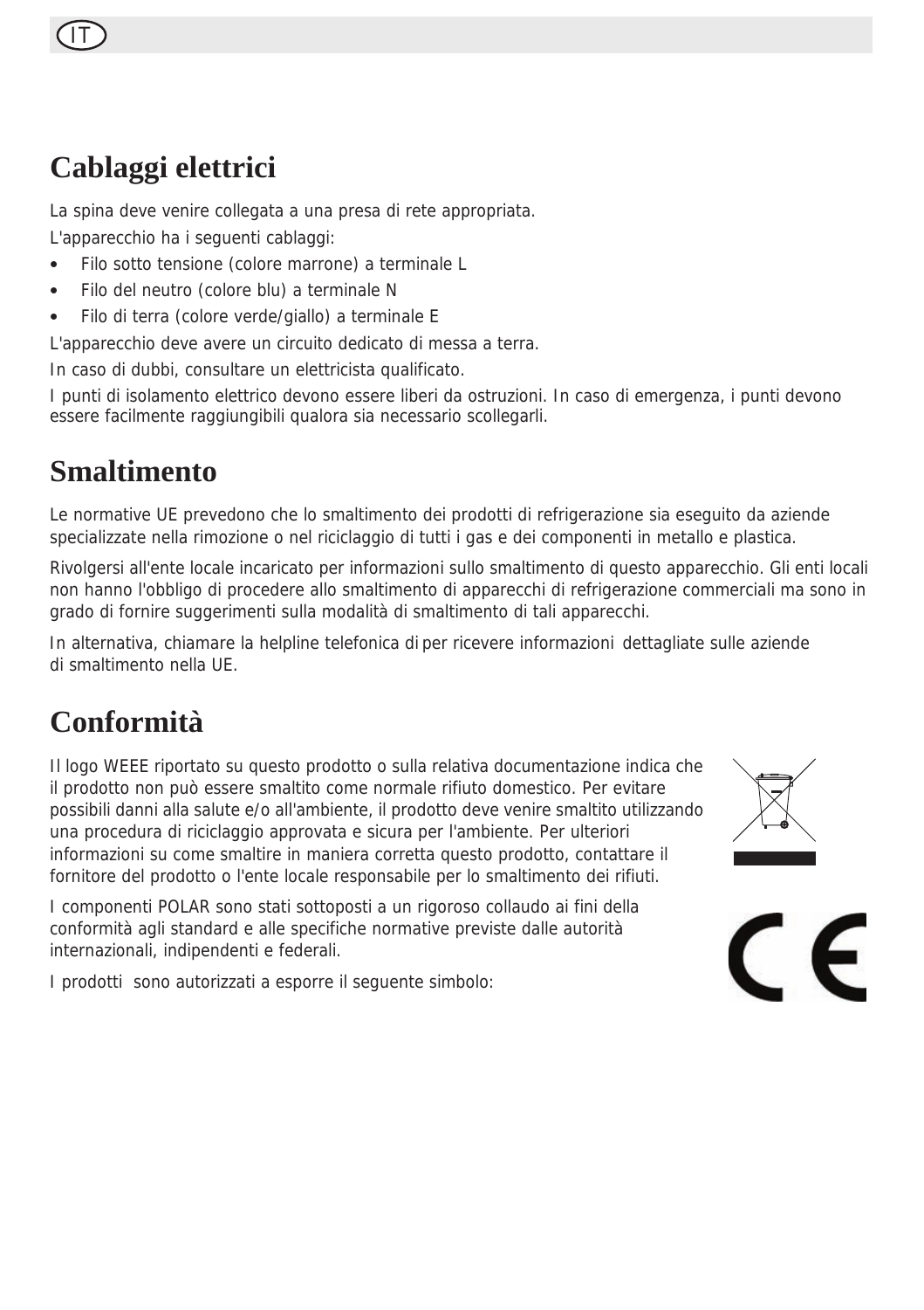# Cablaggi elettrici

La spina deve venire collegata a una presa di rete appropriata.

L'apparecchio ha i seguenti cablaggi:

- Filo sotto tensione (colore marrone) a terminale L
- Filo del neutro (colore blu) a terminale N
- Filo di terra (colore verde/giallo) a terminale E

L'apparecchio deve avere un circuito dedicato di messa a terra.

In caso di dubbi, consultare un elettricista qualificato.

I punti di isolamento elettrico devono essere liberi da ostruzioni. In caso di emergenza, i punti devono essere facilmente raggiungibili qualora sia necessario scollegarli.

# Smaltimento

Le normative UE prevedono che lo smaltimento dei prodotti di refrigerazione sia eseguito da aziende specializzate nella rimozione o nel riciclaggio di tutti i gas e dei componenti in metallo e plastica.

Rivolgersi all'ente locale incaricato per informazioni sullo smaltimento di questo apparecchio. Gli enti locali non hanno l'obbligo di procedere allo smaltimento di apparecchi di refrigerazione commerciali ma sono in grado di fornire suggerimenti sulla modalità di smaltimento di tali apparecchi.

In alternativa, chiamare la helpline telefonica di per ricevere informazioni dettagliate sulle aziende di smaltimento nella UE.

# Conformità

Il logo WEEE riportato su questo prodotto o sulla relativa documentazione indica che il prodotto non può essere smaltito come normale rifiuto domestico. Per evitare possibili danni alla salute e/o all'ambiente, il prodotto deve venire smaltito utilizzando una procedura di riciclaggio approvata e sicura per l'ambiente. Per ulteriori informazioni su come smaltire in maniera corretta questo prodotto, contattare il fornitore del prodotto o l'ente locale responsabile per lo smaltimento dei rifiuti.

I componenti POLAR sono stati sottoposti a un rigoroso collaudo ai fini della conformità agli standard e alle specifiche normative previste dalle autorità internazionali, indipendenti e federali.

I prodotti sono autorizzati a esporre il seguente simbolo: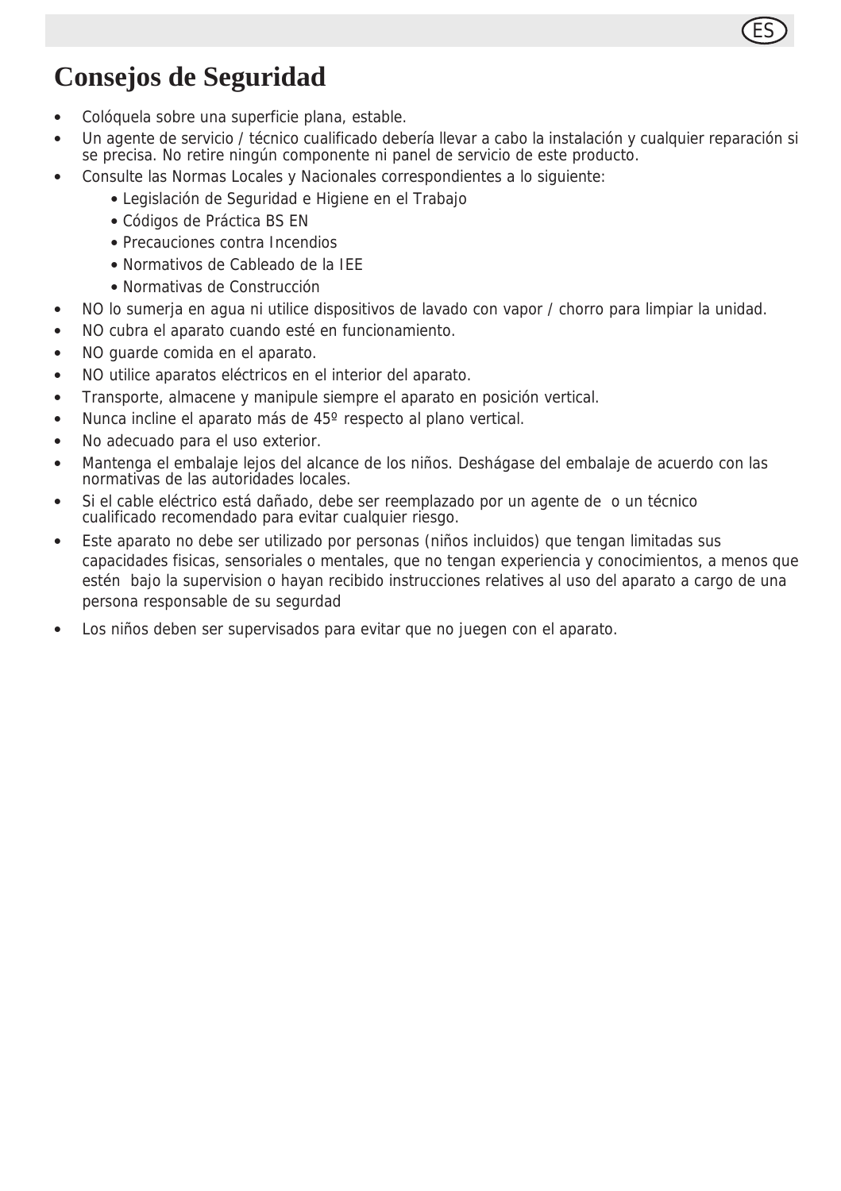# Consejos de Seguridad

- Colóquela sobre una superficie plana, estable.
- Un agente de servicio / técnico cualificado debería llevar a cabo la instalación y cualquier reparación si se precisa. No retire ningún componente ni panel de servicio de este producto.
- Consulte las Normas Locales y Nacionales correspondientes a lo siguiente:
    - Legislación de Seguridad e Higiene en el Trabajo
    - Códigos de Práctica BS EN
    - Precauciones contra Incendios
    - Normativos de Cableado de la IEE
    - Normativas de Construcción
- NO lo sumerja en agua ni utilice dispositivos de lavado con vapor / chorro para limpiar la unidad.
- NO cubra el aparato cuando esté en funcionamiento.
- NO guarde comida en el aparato.
- NO utilice aparatos eléctricos en el interior del aparato.
- Transporte, almacene y manipule siempre el aparato en posición vertical.
- Nunca incline el aparato más de 45º respecto al plano vertical.
- No adecuado para el uso exterior.
- Mantenga el embalaje lejos del alcance de los niños. Deshágase del embalaje de acuerdo con las normativas de las autoridades locales.
- Si el cable eléctrico está dañado, debe ser reemplazado por un agente de  o un técnico cualificado recomendado para evitar cualquier riesgo.
- Este aparato no debe ser utilizado por personas (niños incluidos) que tengan limitadas sus capacidades fisicas, sensoriales o mentales, que no tengan experiencia y conocimientos, a menos que estén  bajo la supervision o hayan recibido instrucciones relatives al uso del aparato a cargo de una persona responsable de su segurdad
- Los niños deben ser supervisados para evitar que no juegen con el aparato.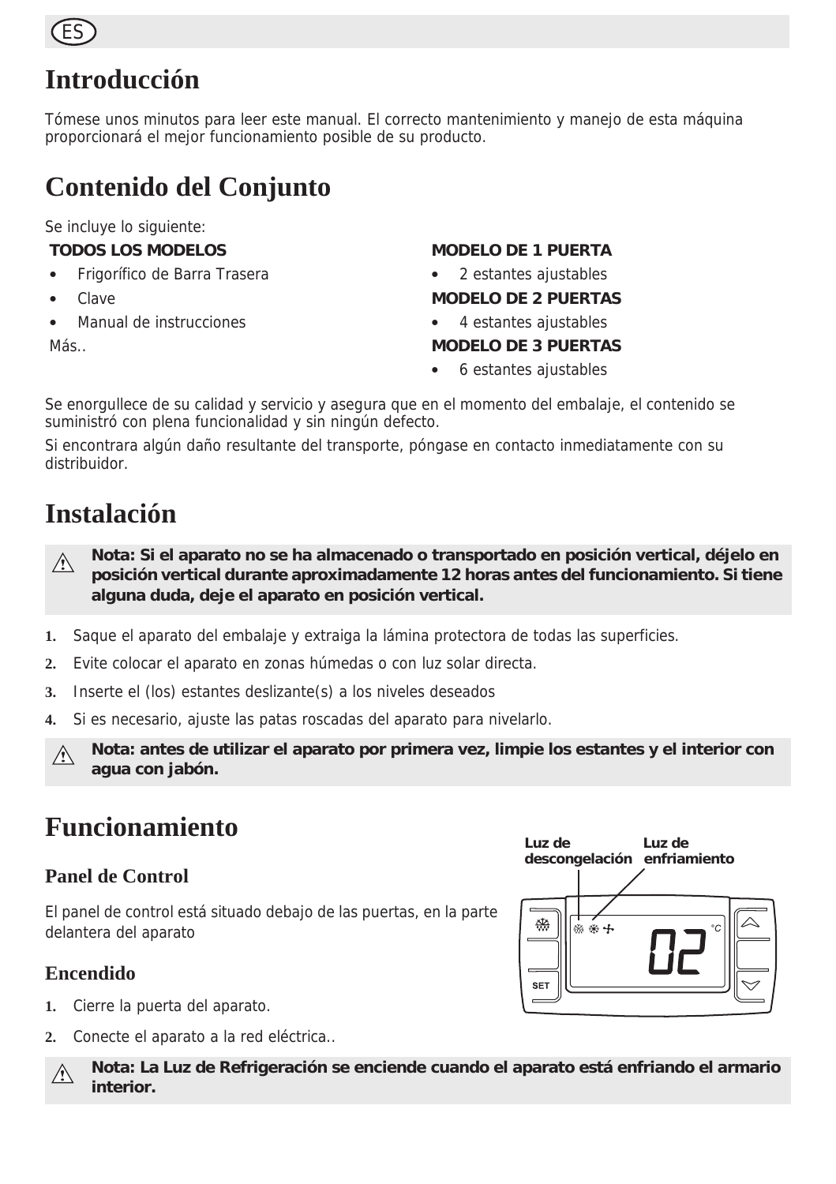# Introducción

Tómese unos minutos para leer este manual. El correcto mantenimiento y manejo de esta máquina proporcionará el mejor funcionamiento posible de su producto.

# Contenido del Conjunto

Se incluye lo siguiente:

**TODOS LOS MODELOS**

- Frigorífico de Barra Trasera
- Clave
- Manual de instrucciones

Más..

**MODELO DE 1 PUERTA**

- 2 estantes ajustables

**MODELO DE 2 PUERTAS**

- 4 estantes ajustables

**MODELO DE 3 PUERTAS**

- 6 estantes ajustables

Se enorgullece de su calidad y servicio y asegura que en el momento del embalaje, el contenido se suministró con plena funcionalidad y sin ningún defecto.

Si encontrara algún daño resultante del transporte, póngase en contacto inmediatamente con su distribuidor.

# Instalación

⚠ **Nota: Si el aparato no se ha almacenado o transportado en posición vertical, déjelo en posición vertical durante aproximadamente 12 horas antes del funcionamiento. Si tiene alguna duda, deje el aparato en posición vertical.**

1. Saque el aparato del embalaje y extraiga la lámina protectora de todas las superficies.
2. Evite colocar el aparato en zonas húmedas o con luz solar directa.
3. Inserte el (los) estantes deslizante(s) a los niveles deseados
4. Si es necesario, ajuste las patas roscadas del aparato para nivelarlo.

⚠ **Nota: antes de utilizar el aparato por primera vez, limpie los estantes y el interior con agua con jabón.**

# Funcionamiento

## Panel de Control

El panel de control está situado debajo de las puertas, en la parte delantera del aparato

Luz de descongelación

Luz de enfriamiento

SET

02 °C

## Encendido

1. Cierre la puerta del aparato.
2. Conecte el aparato a la red eléctrica..

⚠ **Nota: La Luz de Refrigeración se enciende cuando el aparato está enfriando el armario interior.**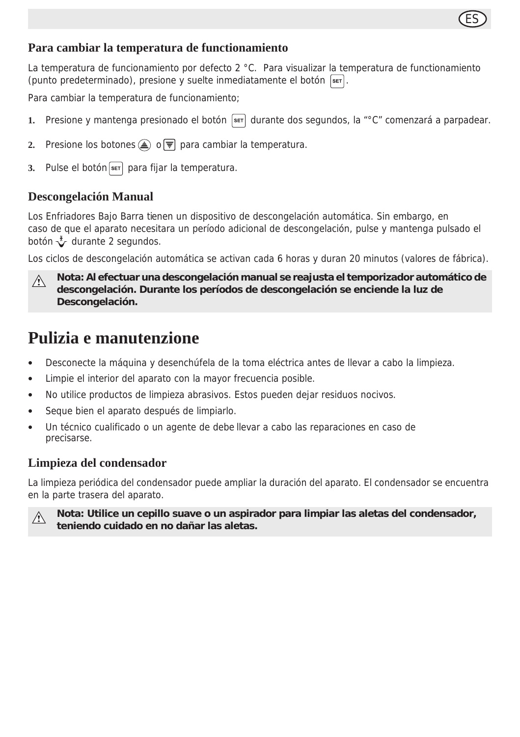## Para cambiar la temperatura de functionamiento

La temperatura de funcionamiento por defecto 2 °C. Para visualizar la temperatura de functionamiento (punto predeterminado), presione y suelte inmediatamente el botón SET.

Para cambiar la temperatura de funcionamiento;

1. Presione y mantenga presionado el botón SET durante dos segundos, la "°C" comenzará a parpadear.
2. Presione los botones ▲ o ▼ para cambiar la temperatura.
3. Pulse el botón SET para fijar la temperatura.

## Descongelación Manual

Los Enfriadores Bajo Barra tienen un dispositivo de descongelación automática. Sin embargo, en caso de que el aparato necesitara un período adicional de descongelación, pulse y mantenga pulsado el botón durante 2 segundos.

Los ciclos de descongelación automática se activan cada 6 horas y duran 20 minutos (valores de fábrica).

⚠ **Nota: Al efectuar una descongelación manual se reajusta el temporizador automático de descongelación. Durante los períodos de descongelación se enciende la luz de Descongelación.**

# Pulizia e manutenzione

- Desconecte la máquina y desenchúfela de la toma eléctrica antes de llevar a cabo la limpieza.
- Limpie el interior del aparato con la mayor frecuencia posible.
- No utilice productos de limpieza abrasivos. Estos pueden dejar residuos nocivos.
- Seque bien el aparato después de limpiarlo.
- Un técnico cualificado o un agente de debe llevar a cabo las reparaciones en caso de precisarse.

## Limpieza del condensador

La limpieza periódica del condensador puede ampliar la duración del aparato. El condensador se encuentra en la parte trasera del aparato.

⚠ **Nota: Utilice un cepillo suave o un aspirador para limpiar las aletas del condensador, teniendo cuidado en no dañar las aletas.**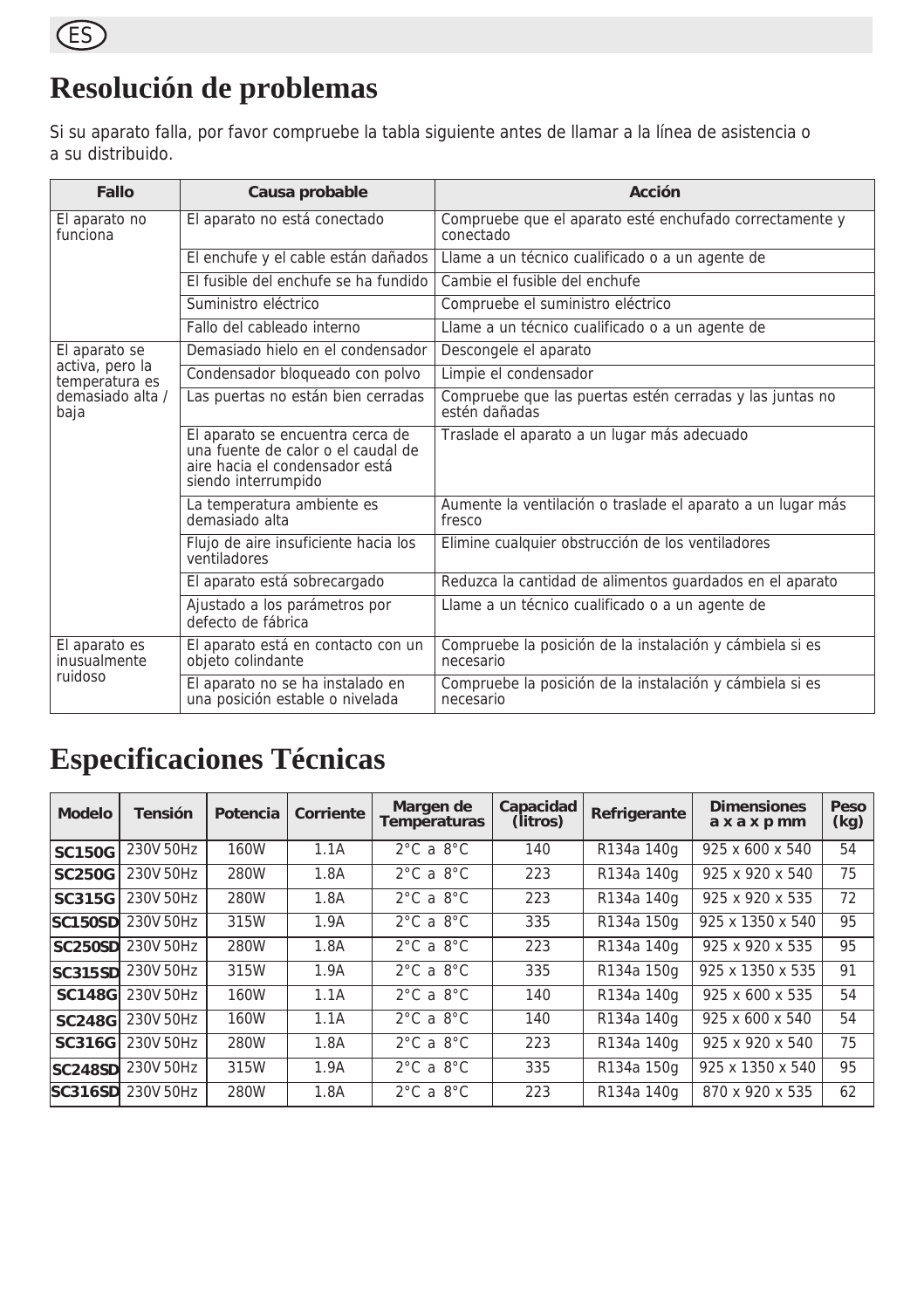# Resolución de problemas

Si su aparato falla, por favor compruebe la tabla siguiente antes de llamar a la línea de asistencia o a su distribuido.

| Fallo | Causa probable | Acción |
|---|---|---|
| El aparato no funciona | El aparato no está conectado | Compruebe que el aparato esté enchufado correctamente y conectado |
| | El enchufe y el cable están dañados | Llame a un técnico cualificado o a un agente de |
| | El fusible del enchufe se ha fundido | Cambie el fusible del enchufe |
| | Suministro eléctrico | Compruebe el suministro eléctrico |
| | Fallo del cableado interno | Llame a un técnico cualificado o a un agente de |
| El aparato se activa, pero la temperatura es demasiado alta / baja | Demasiado hielo en el condensador | Descongele el aparato |
| | Condensador bloqueado con polvo | Limpie el condensador |
| | Las puertas no están bien cerradas | Compruebe que las puertas estén cerradas y las juntas no estén dañadas |
| | El aparato se encuentra cerca de una fuente de calor o el caudal de aire hacia el condensador está siendo interrumpido | Traslade el aparato a un lugar más adecuado |
| | La temperatura ambiente es demasiado alta | Aumente la ventilación o traslade el aparato a un lugar más fresco |
| | Flujo de aire insuficiente hacia los ventiladores | Elimine cualquier obstrucción de los ventiladores |
| | El aparato está sobrecargado | Reduzca la cantidad de alimentos guardados en el aparato |
| | Ajustado a los parámetros por defecto de fábrica | Llame a un técnico cualificado o a un agente de |
| El aparato es inusualmente ruidoso | El aparato está en contacto con un objeto colindante | Compruebe la posición de la instalación y cámbiela si es necesario |
| | El aparato no se ha instalado en una posición estable o nivelada | Compruebe la posición de la instalación y cámbiela si es necesario |

# Especificaciones Técnicas

| Modelo | Tensión | Potencia | Corriente | Margen de Temperaturas | Capacidad (litros) | Refrigerante | Dimensiones a x a x p mm | Peso (kg) |
|---|---|---|---|---|---|---|---|---|
| **SC150G** | 230V 50Hz | 160W | 1.1A | 2°C a 8°C | 140 | R134a 140g | 925 x 600 x 540 | 54 |
| **SC250G** | 230V 50Hz | 280W | 1.8A | 2°C a 8°C | 223 | R134a 140g | 925 x 920 x 540 | 75 |
| **SC315G** | 230V 50Hz | 280W | 1.8A | 2°C a 8°C | 223 | R134a 140g | 925 x 920 x 535 | 72 |
| **SC150SD** | 230V 50Hz | 315W | 1.9A | 2°C a 8°C | 335 | R134a 150g | 925 x 1350 x 540 | 95 |
| **SC250SD** | 230V 50Hz | 280W | 1.8A | 2°C a 8°C | 223 | R134a 140g | 925 x 920 x 535 | 95 |
| **SC315SD** | 230V 50Hz | 315W | 1.9A | 2°C a 8°C | 335 | R134a 150g | 925 x 1350 x 535 | 91 |
| **SC148G** | 230V 50Hz | 160W | 1.1A | 2°C a 8°C | 140 | R134a 140g | 925 x 600 x 535 | 54 |
| **SC248G** | 230V 50Hz | 160W | 1.1A | 2°C a 8°C | 140 | R134a 140g | 925 x 600 x 540 | 54 |
| **SC316G** | 230V 50Hz | 280W | 1.8A | 2°C a 8°C | 223 | R134a 140g | 925 x 920 x 540 | 75 |
| **SC248SD** | 230V 50Hz | 315W | 1.9A | 2°C a 8°C | 335 | R134a 150g | 925 x 1350 x 540 | 95 |
| **SC316SD** | 230V 50Hz | 280W | 1.8A | 2°C a 8°C | 223 | R134a 140g | 870 x 920 x 535 | 62 |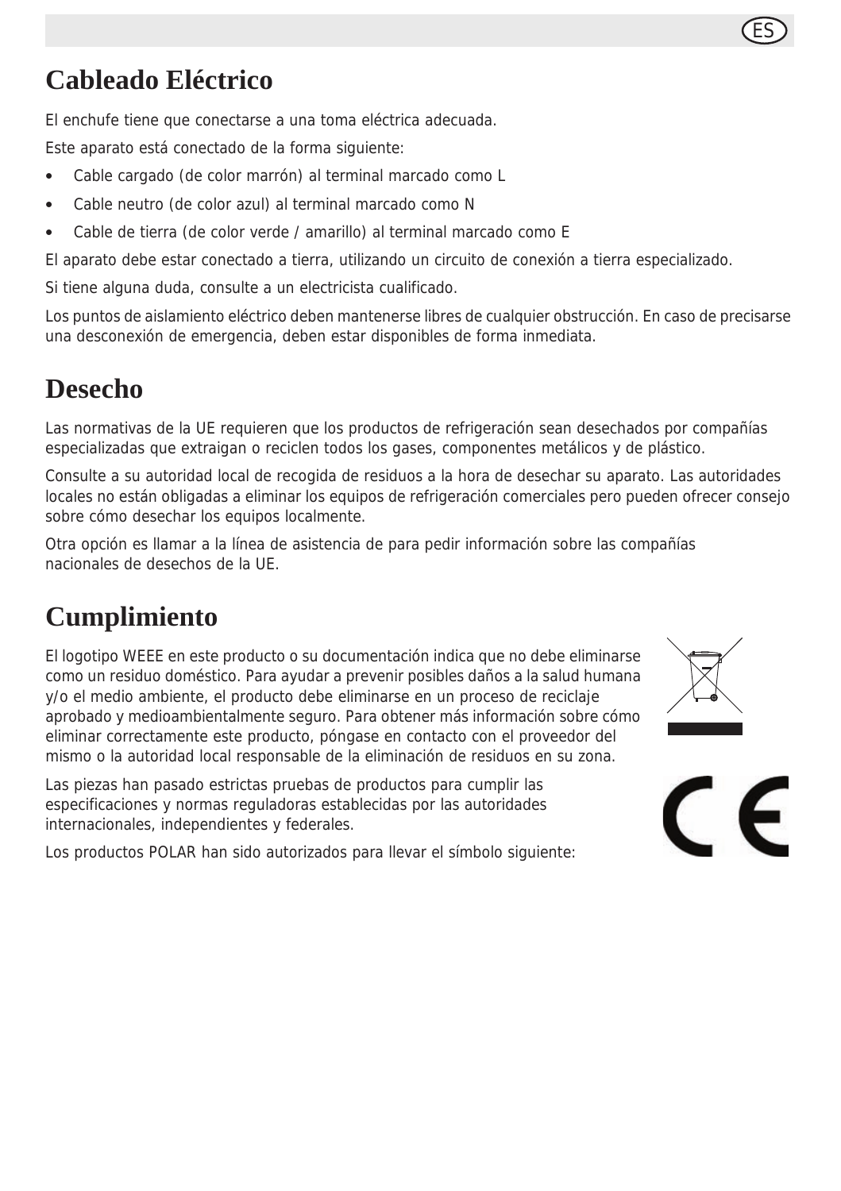# Cableado Eléctrico

El enchufe tiene que conectarse a una toma eléctrica adecuada.

Este aparato está conectado de la forma siguiente:

- Cable cargado (de color marrón) al terminal marcado como L
- Cable neutro (de color azul) al terminal marcado como N
- Cable de tierra (de color verde / amarillo) al terminal marcado como E

El aparato debe estar conectado a tierra, utilizando un circuito de conexión a tierra especializado.

Si tiene alguna duda, consulte a un electricista cualificado.

Los puntos de aislamiento eléctrico deben mantenerse libres de cualquier obstrucción. En caso de precisarse una desconexión de emergencia, deben estar disponibles de forma inmediata.

# Desecho

Las normativas de la UE requieren que los productos de refrigeración sean desechados por compañías especializadas que extraigan o reciclen todos los gases, componentes metálicos y de plástico.

Consulte a su autoridad local de recogida de residuos a la hora de desechar su aparato. Las autoridades locales no están obligadas a eliminar los equipos de refrigeración comerciales pero pueden ofrecer consejo sobre cómo desechar los equipos localmente.

Otra opción es llamar a la línea de asistencia de para pedir información sobre las compañías nacionales de desechos de la UE.

# Cumplimiento

El logotipo WEEE en este producto o su documentación indica que no debe eliminarse como un residuo doméstico. Para ayudar a prevenir posibles daños a la salud humana y/o el medio ambiente, el producto debe eliminarse en un proceso de reciclaje aprobado y medioambientalmente seguro. Para obtener más información sobre cómo eliminar correctamente este producto, póngase en contacto con el proveedor del mismo o la autoridad local responsable de la eliminación de residuos en su zona.

Las piezas han pasado estrictas pruebas de productos para cumplir las especificaciones y normas reguladoras establecidas por las autoridades internacionales, independientes y federales.

Los productos POLAR han sido autorizados para llevar el símbolo siguiente: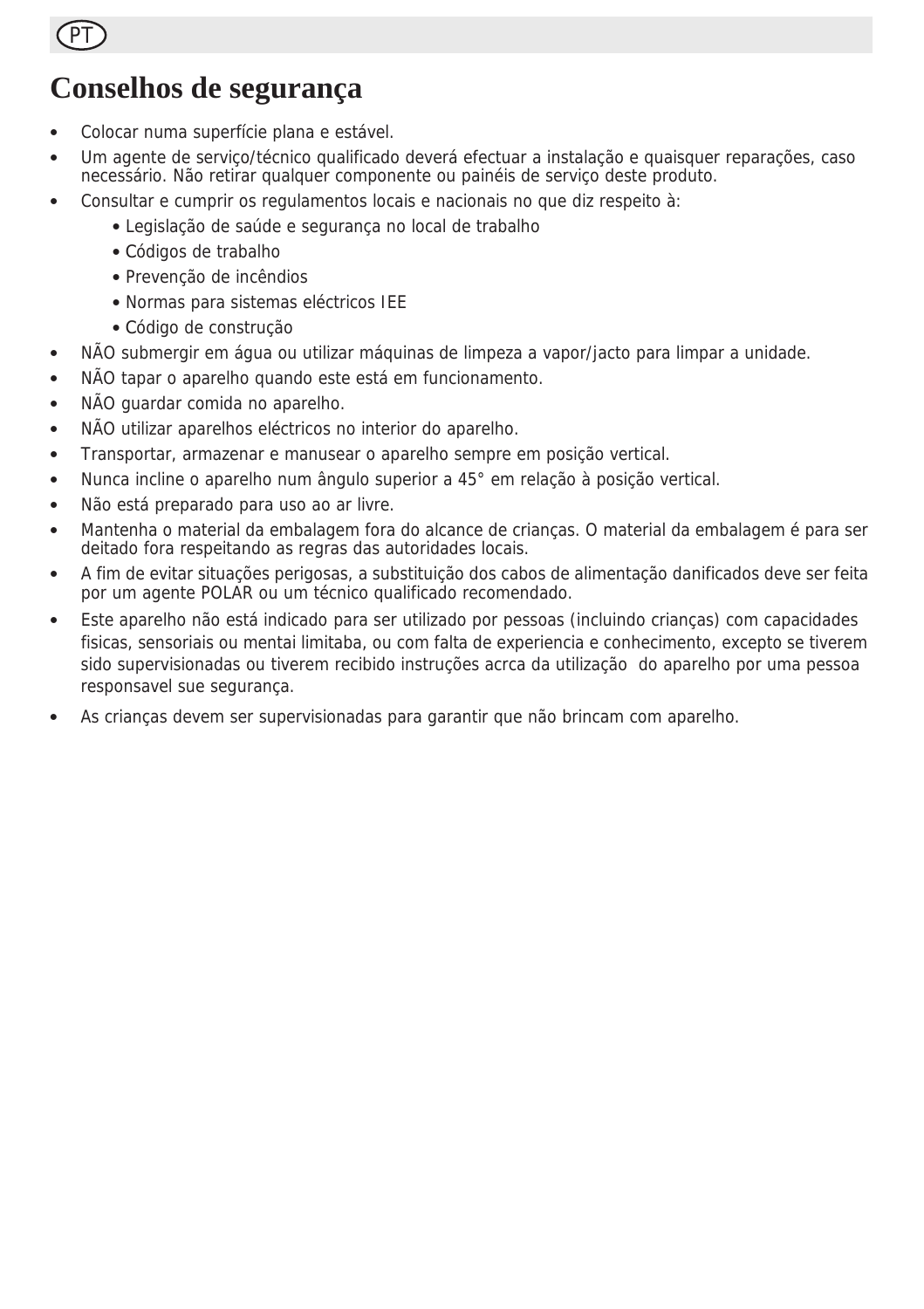PT

# Conselhos de segurança

- Colocar numa superfície plana e estável.
- Um agente de serviço/técnico qualificado deverá efectuar a instalação e quaisquer reparações, caso necessário. Não retirar qualquer componente ou painéis de serviço deste produto.
- Consultar e cumprir os regulamentos locais e nacionais no que diz respeito à:
  - Legislação de saúde e segurança no local de trabalho
  - Códigos de trabalho
  - Prevenção de incêndios
  - Normas para sistemas eléctricos IEE
  - Código de construção
- NÃO submergir em água ou utilizar máquinas de limpeza a vapor/jacto para limpar a unidade.
- NÃO tapar o aparelho quando este está em funcionamento.
- NÃO guardar comida no aparelho.
- NÃO utilizar aparelhos eléctricos no interior do aparelho.
- Transportar, armazenar e manusear o aparelho sempre em posição vertical.
- Nunca incline o aparelho num ângulo superior a 45° em relação à posição vertical.
- Não está preparado para uso ao ar livre.
- Mantenha o material da embalagem fora do alcance de crianças. O material da embalagem é para ser deitado fora respeitando as regras das autoridades locais.
- A fim de evitar situações perigosas, a substituição dos cabos de alimentação danificados deve ser feita por um agente POLAR ou um técnico qualificado recomendado.
- Este aparelho não está indicado para ser utilizado por pessoas (incluindo crianças) com capacidades fisicas, sensoriais ou mentai limitaba, ou com falta de experiencia e conhecimento, excepto se tiverem sido supervisionadas ou tiverem recibido instruções acrca da utilização do aparelho por uma pessoa responsavel sue segurança.
- As crianças devem ser supervisionadas para garantir que não brincam com aparelho.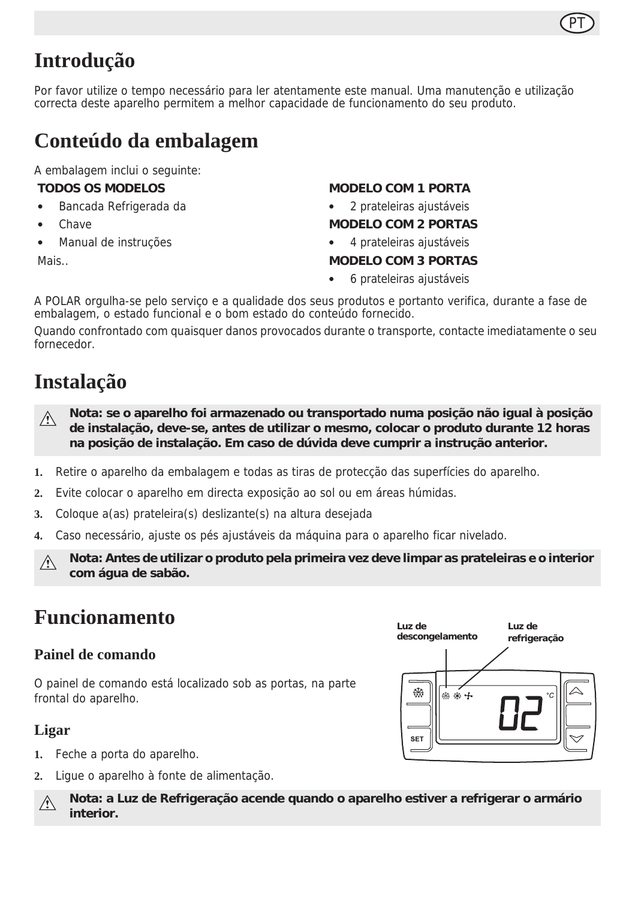# Introdução

Por favor utilize o tempo necessário para ler atentamente este manual. Uma manutenção e utilização correcta deste aparelho permitem a melhor capacidade de funcionamento do seu produto.

# Conteúdo da embalagem

A embalagem inclui o seguinte:

**TODOS OS MODELOS**

- Bancada Refrigerada da
- Chave
- Manual de instruções

Mais..

**MODELO COM 1 PORTA**

- 2 prateleiras ajustáveis

**MODELO COM 2 PORTAS**

- 4 prateleiras ajustáveis

**MODELO COM 3 PORTAS**

- 6 prateleiras ajustáveis

A POLAR orgulha-se pelo serviço e a qualidade dos seus produtos e portanto verifica, durante a fase de embalagem, o estado funcional e o bom estado do conteúdo fornecido.

Quando confrontado com quaisquer danos provocados durante o transporte, contacte imediatamente o seu fornecedor.

# Instalação

⚠ **Nota: se o aparelho foi armazenado ou transportado numa posição não igual à posição de instalação, deve-se, antes de utilizar o mesmo, colocar o produto durante 12 horas na posição de instalação. Em caso de dúvida deve cumprir a instrução anterior.**

1. Retire o aparelho da embalagem e todas as tiras de protecção das superfícies do aparelho.
2. Evite colocar o aparelho em directa exposição ao sol ou em áreas húmidas.
3. Coloque a(as) prateleira(s) deslizante(s) na altura desejada
4. Caso necessário, ajuste os pés ajustáveis da máquina para o aparelho ficar nivelado.

⚠ **Nota: Antes de utilizar o produto pela primeira vez deve limpar as prateleiras e o interior com água de sabão.**

# Funcionamento

## Painel de comando

O painel de comando está localizado sob as portas, na parte frontal do aparelho.

Luz de descongelamento

Luz de refrigeração

## Ligar

1. Feche a porta do aparelho.
2. Ligue o aparelho à fonte de alimentação.

⚠ **Nota: a Luz de Refrigeração acende quando o aparelho estiver a refrigerar o armário interior.**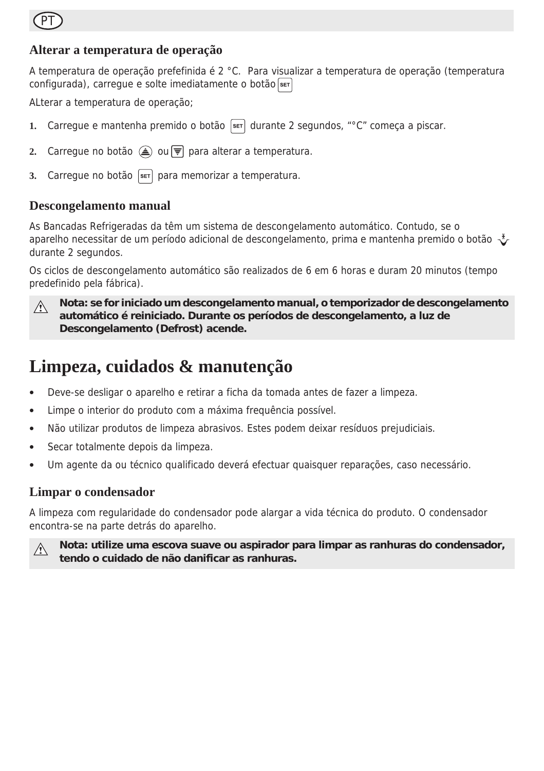## Alterar a temperatura de operação

A temperatura de operação prefefinida é 2 °C. Para visualizar a temperatura de operação (temperatura configurada), carregue e solte imediatamente o botão SET

ALterar a temperatura de operação;

1. Carregue e mantenha premido o botão SET durante 2 segundos, "°C" começa a piscar.
2. Carregue no botão ▲ ou ▼ para alterar a temperatura.
3. Carregue no botão SET para memorizar a temperatura.

## Descongelamento manual

As Bancadas Refrigeradas da têm um sistema de descongelamento automático. Contudo, se o aparelho necessitar de um período adicional de descongelamento, prima e mantenha premido o botão durante 2 segundos.

Os ciclos de descongelamento automático são realizados de 6 em 6 horas e duram 20 minutos (tempo predefinido pela fábrica).

> ⚠ **Nota: se for iniciado um descongelamento manual, o temporizador de descongelamento automático é reiniciado. Durante os períodos de descongelamento, a luz de Descongelamento (Defrost) acende.**

# Limpeza, cuidados & manutenção

- Deve-se desligar o aparelho e retirar a ficha da tomada antes de fazer a limpeza.
- Limpe o interior do produto com a máxima frequência possível.
- Não utilizar produtos de limpeza abrasivos. Estes podem deixar resíduos prejudiciais.
- Secar totalmente depois da limpeza.
- Um agente da ou técnico qualificado deverá efectuar quaisquer reparações, caso necessário.

## Limpar o condensador

A limpeza com regularidade do condensador pode alargar a vida técnica do produto. O condensador encontra-se na parte detrás do aparelho.

> ⚠ **Nota: utilize uma escova suave ou aspirador para limpar as ranhuras do condensador, tendo o cuidado de não danificar as ranhuras.**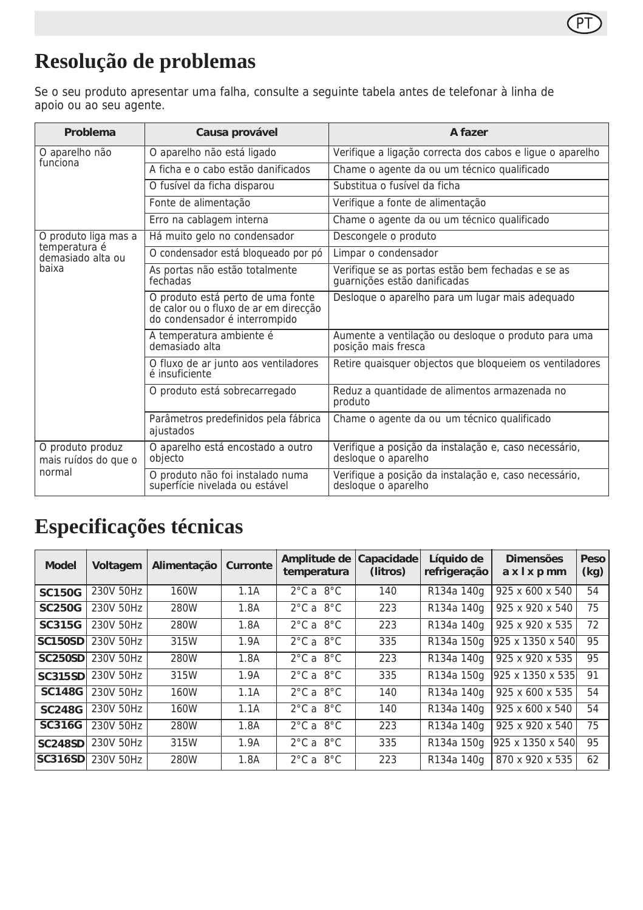# Resolução de problemas

Se o seu produto apresentar uma falha, consulte a seguinte tabela antes de telefonar à linha de apoio ou ao seu agente.

| Problema | Causa provável | A fazer |
|---|---|---|
| O aparelho não funciona | O aparelho não está ligado | Verifique a ligação correcta dos cabos e ligue o aparelho |
| | A ficha e o cabo estão danificados | Chame o agente da ou um técnico qualificado |
| | O fusível da ficha disparou | Substitua o fusível da ficha |
| | Fonte de alimentação | Verifique a fonte de alimentação |
| | Erro na cablagem interna | Chame o agente da ou um técnico qualificado |
| O produto liga mas a temperatura é demasiado alta ou baixa | Há muito gelo no condensador | Descongele o produto |
| | O condensador está bloqueado por pó | Limpar o condensador |
| | As portas não estão totalmente fechadas | Verifique se as portas estão bem fechadas e se as guarnições estão danificadas |
| | O produto está perto de uma fonte de calor ou o fluxo de ar em direcção do condensador é interrompido | Desloque o aparelho para um lugar mais adequado |
| | A temperatura ambiente é demasiado alta | Aumente a ventilação ou desloque o produto para uma posição mais fresca |
| | O fluxo de ar junto aos ventiladores é insuficiente | Retire quaisquer objectos que bloqueiem os ventiladores |
| | O produto está sobrecarregado | Reduz a quantidade de alimentos armazenada no produto |
| | Parâmetros predefinidos pela fábrica ajustados | Chame o agente da ou um técnico qualificado |
| O produto produz mais ruídos do que o normal | O aparelho está encostado a outro objecto | Verifique a posição da instalação e, caso necessário, desloque o aparelho |
| | O produto não foi instalado numa superfície nivelada ou estável | Verifique a posição da instalação e, caso necessário, desloque o aparelho |

# Especificações técnicas

| Model | Voltagem | Alimentação | Curronte | Amplitude de temperatura | Capacidade (litros) | Líquido de refrigeração | Dimensões a x l x p mm | Peso (kg) |
|---|---|---|---|---|---|---|---|---|
| **SC150G** | 230V 50Hz | 160W | 1.1A | 2°C a 8°C | 140 | R134a 140g | 925 x 600 x 540 | 54 |
| **SC250G** | 230V 50Hz | 280W | 1.8A | 2°C a 8°C | 223 | R134a 140g | 925 x 920 x 540 | 75 |
| **SC315G** | 230V 50Hz | 280W | 1.8A | 2°C a 8°C | 223 | R134a 140g | 925 x 920 x 535 | 72 |
| **SC150SD** | 230V 50Hz | 315W | 1.9A | 2°C a 8°C | 335 | R134a 150g | 925 x 1350 x 540 | 95 |
| **SC250SD** | 230V 50Hz | 280W | 1.8A | 2°C a 8°C | 223 | R134a 140g | 925 x 920 x 535 | 95 |
| **SC315SD** | 230V 50Hz | 315W | 1.9A | 2°C a 8°C | 335 | R134a 150g | 925 x 1350 x 535 | 91 |
| **SC148G** | 230V 50Hz | 160W | 1.1A | 2°C a 8°C | 140 | R134a 140g | 925 x 600 x 535 | 54 |
| **SC248G** | 230V 50Hz | 160W | 1.1A | 2°C a 8°C | 140 | R134a 140g | 925 x 600 x 540 | 54 |
| **SC316G** | 230V 50Hz | 280W | 1.8A | 2°C a 8°C | 223 | R134a 140g | 925 x 920 x 540 | 75 |
| **SC248SD** | 230V 50Hz | 315W | 1.9A | 2°C a 8°C | 335 | R134a 150g | 925 x 1350 x 540 | 95 |
| **SC316SD** | 230V 50Hz | 280W | 1.8A | 2°C a 8°C | 223 | R134a 140g | 870 x 920 x 535 | 62 |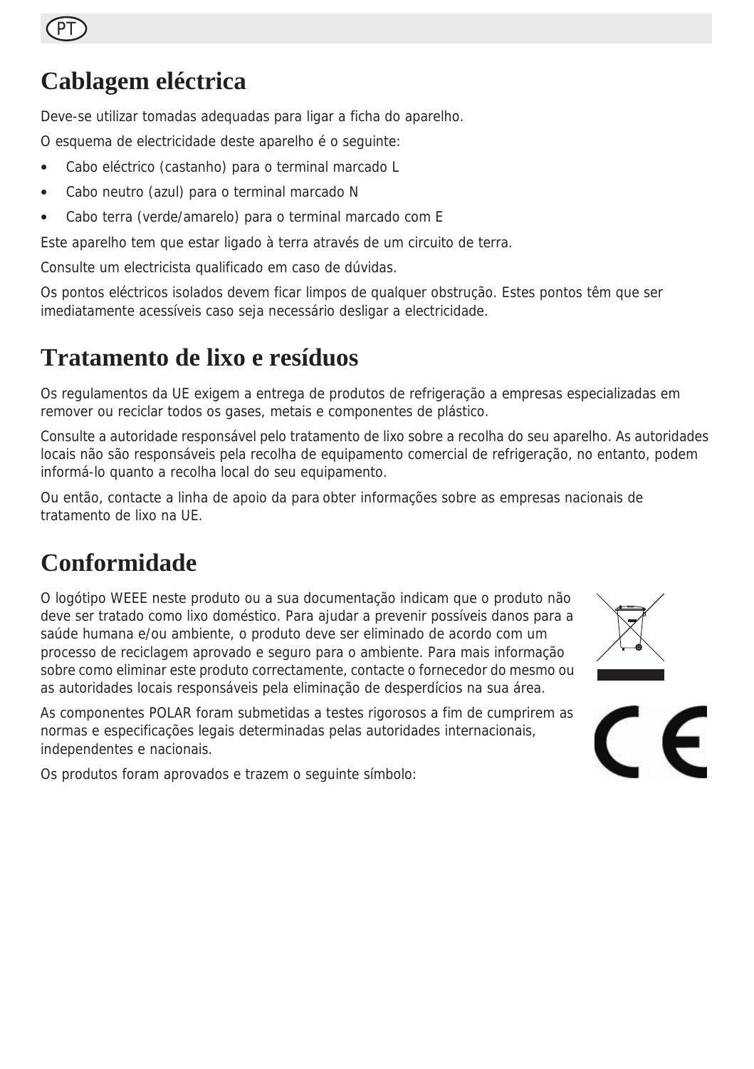# Cablagem eléctrica

Deve-se utilizar tomadas adequadas para ligar a ficha do aparelho.

O esquema de electricidade deste aparelho é o seguinte:

- Cabo eléctrico (castanho) para o terminal marcado L
- Cabo neutro (azul) para o terminal marcado N
- Cabo terra (verde/amarelo) para o terminal marcado com E

Este aparelho tem que estar ligado à terra através de um circuito de terra.

Consulte um electricista qualificado em caso de dúvidas.

Os pontos eléctricos isolados devem ficar limpos de qualquer obstrução. Estes pontos têm que ser imediatamente acessíveis caso seja necessário desligar a electricidade.

# Tratamento de lixo e resíduos

Os regulamentos da UE exigem a entrega de produtos de refrigeração a empresas especializadas em remover ou reciclar todos os gases, metais e componentes de plástico.

Consulte a autoridade responsável pelo tratamento de lixo sobre a recolha do seu aparelho. As autoridades locais não são responsáveis pela recolha de equipamento comercial de refrigeração, no entanto, podem informá-lo quanto a recolha local do seu equipamento.

Ou então, contacte a linha de apoio da para obter informações sobre as empresas nacionais de tratamento de lixo na UE.

# Conformidade

O logótipo WEEE neste produto ou a sua documentação indicam que o produto não deve ser tratado como lixo doméstico. Para ajudar a prevenir possíveis danos para a saúde humana e/ou ambiente, o produto deve ser eliminado de acordo com um processo de reciclagem aprovado e seguro para o ambiente. Para mais informação sobre como eliminar este produto correctamente, contacte o fornecedor do mesmo ou as autoridades locais responsáveis pela eliminação de desperdícios na sua área.

As componentes POLAR foram submetidas a testes rigorosos a fim de cumprirem as normas e especificações legais determinadas pelas autoridades internacionais, independentes e nacionais.

Os produtos foram aprovados e trazem o seguinte símbolo: